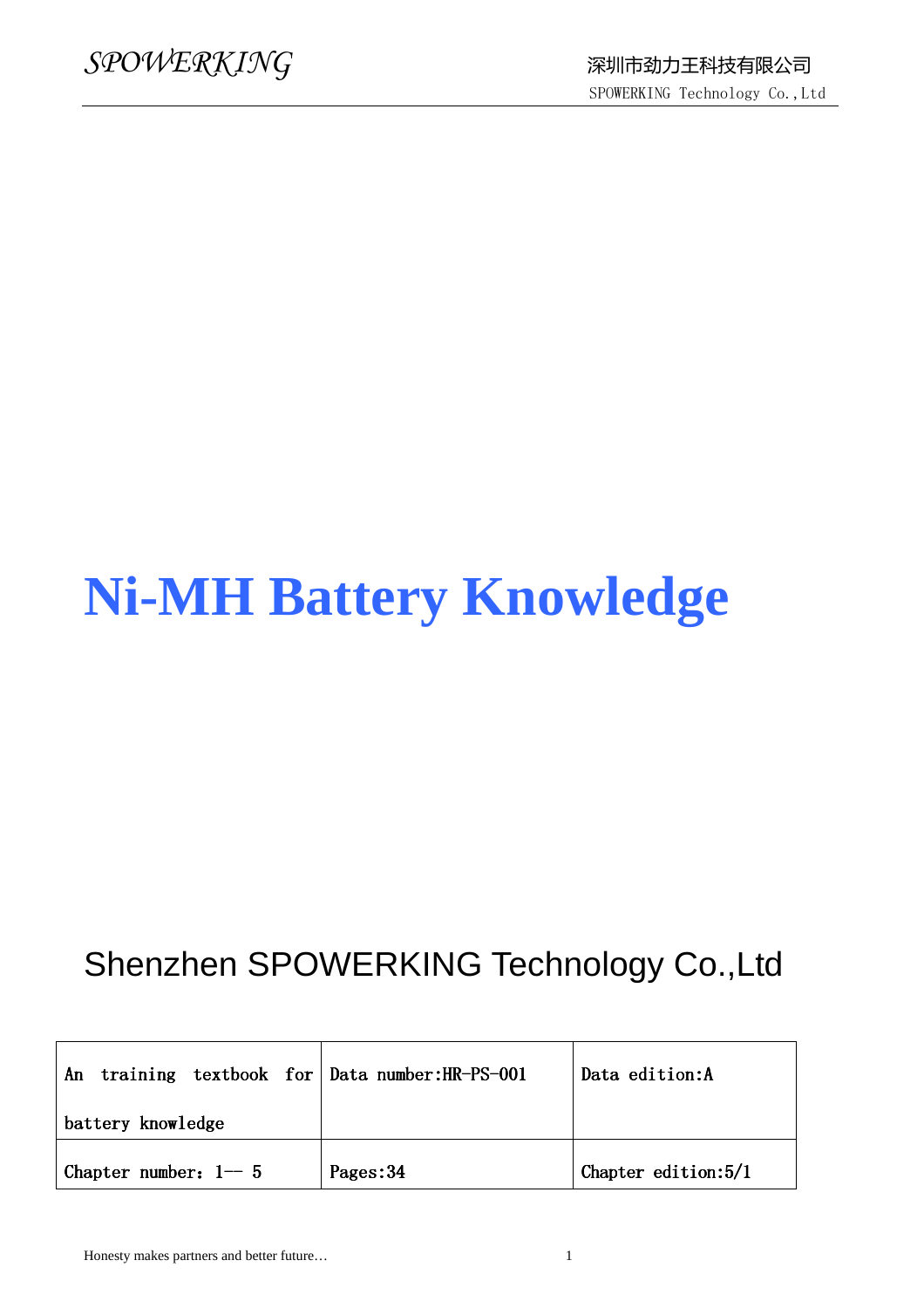# Ni-MH Battery Knowledge

Shenzhen SPOWERKING Technology Co.,Ltd

| An training textbook for battery knowledge | Data number:HR-PS-001 | Data edition:A |
|---|---|---|
| Chapter number：1-- 5 | Pages:34 | Chapter edition:5/1 |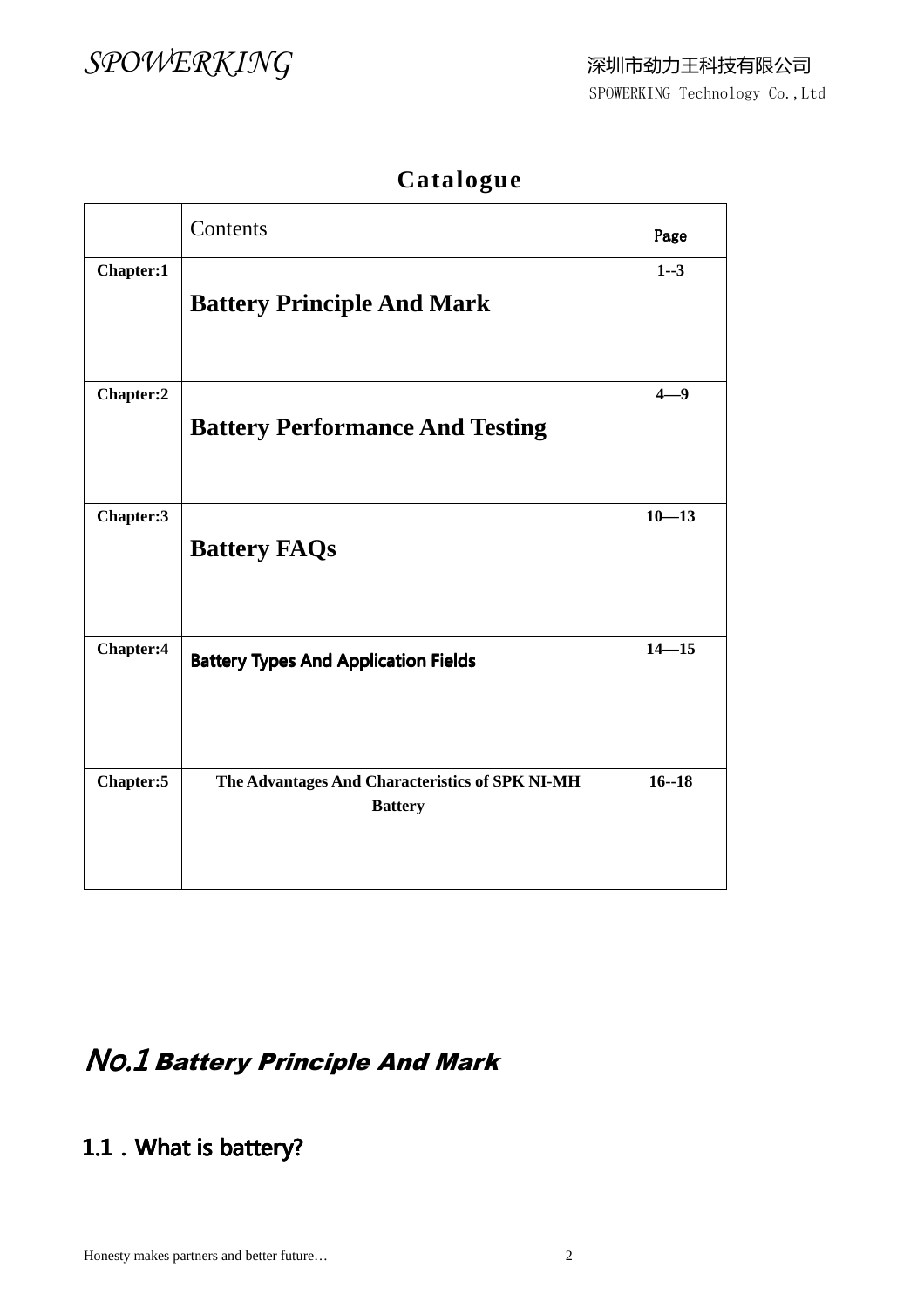# Catalogue

| | Contents | Page |
|---|---|---|
| **Chapter:1** | **Battery Principle And Mark** | **1--3** |
| **Chapter:2** | **Battery Performance And Testing** | **4—9** |
| **Chapter:3** | **Battery FAQs** | **10—13** |
| **Chapter:4** | **Battery Types And Application Fields** | **14—15** |
| **Chapter:5** | **The Advantages And Characteristics of SPK NI-MH Battery** | **16--18** |

# *No.1 Battery Principle And Mark*

## 1.1 . What is battery?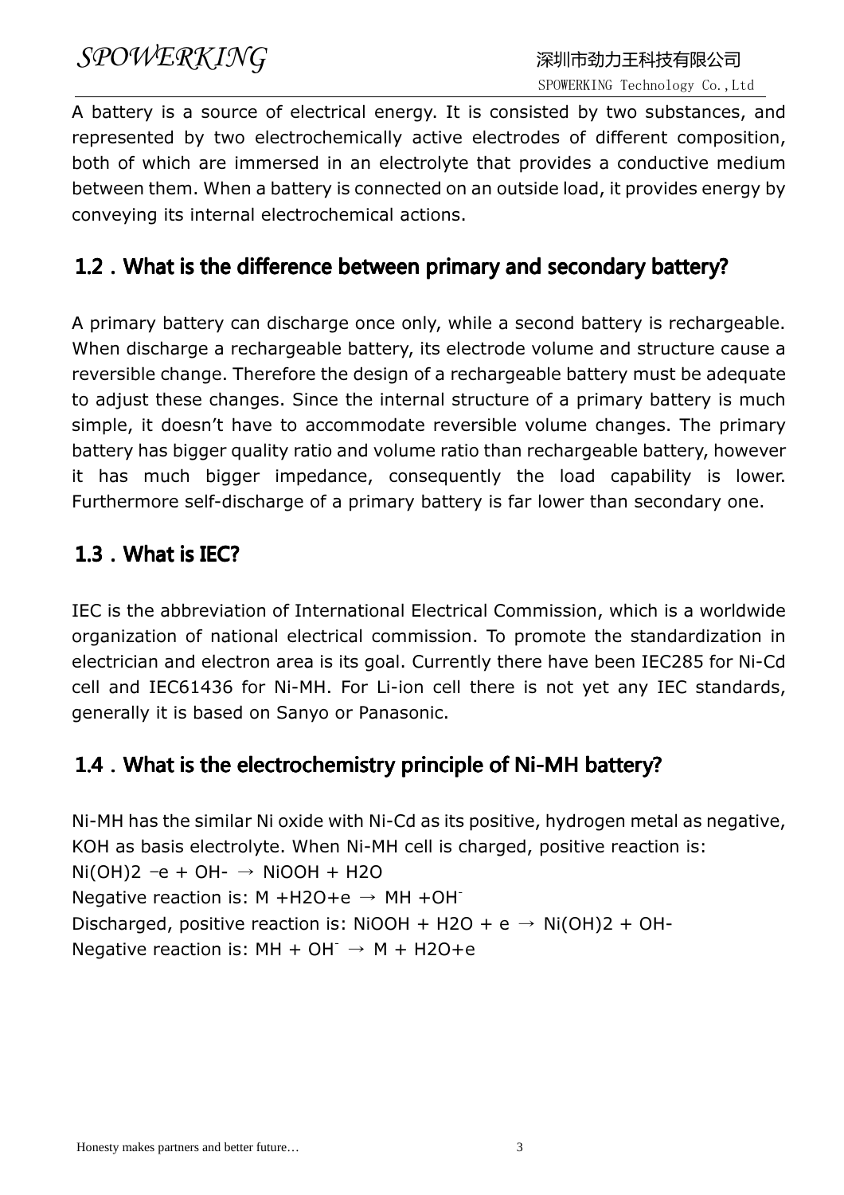A battery is a source of electrical energy. It is consisted by two substances, and represented by two electrochemically active electrodes of different composition, both of which are immersed in an electrolyte that provides a conductive medium between them. When a battery is connected on an outside load, it provides energy by conveying its internal electrochemical actions.

## 1.2．What is the difference between primary and secondary battery?

A primary battery can discharge once only, while a second battery is rechargeable. When discharge a rechargeable battery, its electrode volume and structure cause a reversible change. Therefore the design of a rechargeable battery must be adequate to adjust these changes. Since the internal structure of a primary battery is much simple, it doesn't have to accommodate reversible volume changes. The primary battery has bigger quality ratio and volume ratio than rechargeable battery, however it has much bigger impedance, consequently the load capability is lower. Furthermore self-discharge of a primary battery is far lower than secondary one.

## 1.3．What is IEC?

IEC is the abbreviation of International Electrical Commission, which is a worldwide organization of national electrical commission. To promote the standardization in electrician and electron area is its goal. Currently there have been IEC285 for Ni-Cd cell and IEC61436 for Ni-MH. For Li-ion cell there is not yet any IEC standards, generally it is based on Sanyo or Panasonic.

## 1.4．What is the electrochemistry principle of Ni-MH battery?

Ni-MH has the similar Ni oxide with Ni-Cd as its positive, hydrogen metal as negative, KOH as basis electrolyte. When Ni-MH cell is charged, positive reaction is:

$Ni(OH)_2 - e + OH^- \rightarrow NiOOH + H_2O$

Negative reaction is: $M + H_2O + e \rightarrow MH + OH^-$

Discharged, positive reaction is: $NiOOH + H_2O + e \rightarrow Ni(OH)_2 + OH^-$

Negative reaction is: $MH + OH^- \rightarrow M + H_2O + e$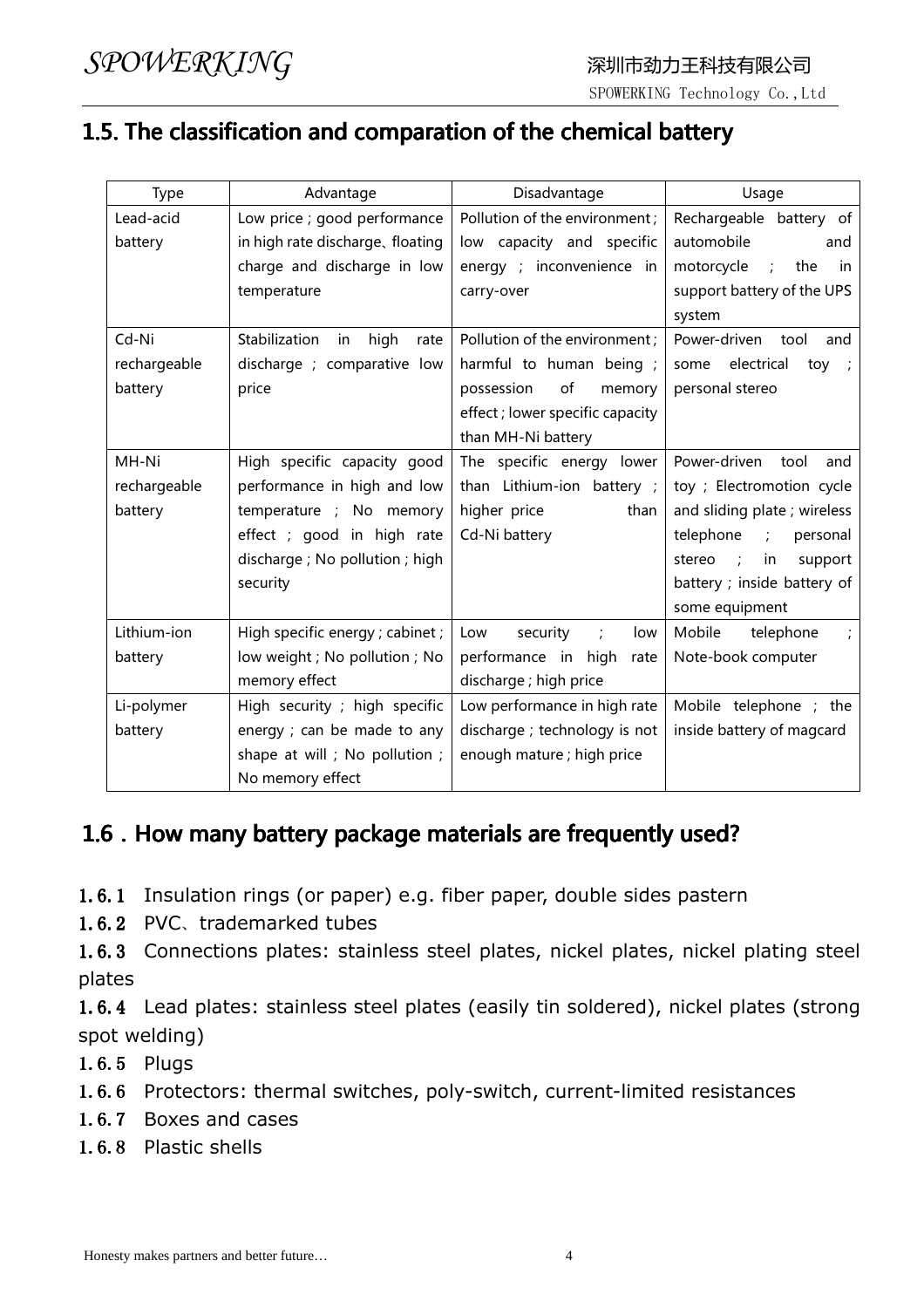## 1.5. The classification and comparation of the chemical battery

| Type | Advantage | Disadvantage | Usage |
|---|---|---|---|
| Lead-acid battery | Low price ; good performance in high rate discharge、floating charge and discharge in low temperature | Pollution of the environment ; low capacity and specific energy ; inconvenience in carry-over | Rechargeable battery of automobile and motorcycle ; the support battery of the UPS system |
| Cd-Ni rechargeable battery | Stabilization in high rate discharge ; comparative low price | Pollution of the environment ; harmful to human being ; possession of memory effect ; lower specific capacity than MH-Ni battery | Power-driven tool and some electrical toy ; personal stereo |
| MH-Ni rechargeable battery | High specific capacity good performance in high and low temperature ; No memory effect ; good in high rate discharge ; No pollution ; high security | The specific energy lower than Lithium-ion battery ; higher price than Cd-Ni battery | Power-driven tool and toy ; Electromotion cycle and sliding plate ; wireless telephone ; personal stereo ; in support battery ; inside battery of some equipment |
| Lithium-ion battery | High specific energy ; cabinet ; low weight ; No pollution ; No memory effect | Low security ; low performance in high rate discharge ; high price | Mobile telephone ; Note-book computer |
| Li-polymer battery | High security ; high specific energy ; can be made to any shape at will ; No pollution ; No memory effect | Low performance in high rate discharge ; technology is not enough mature ; high price | Mobile telephone ; the inside battery of magcard |

## 1.6．How many battery package materials are frequently used?

**1.6.1** Insulation rings (or paper) e.g. fiber paper, double sides pastern

**1.6.2** PVC、trademarked tubes

**1.6.3** Connections plates: stainless steel plates, nickel plates, nickel plating steel plates

**1.6.4** Lead plates: stainless steel plates (easily tin soldered), nickel plates (strong spot welding)

1.6.5 Plugs

1.6.6 Protectors: thermal switches, poly-switch, current-limited resistances

1.6.7 Boxes and cases

1.6.8 Plastic shells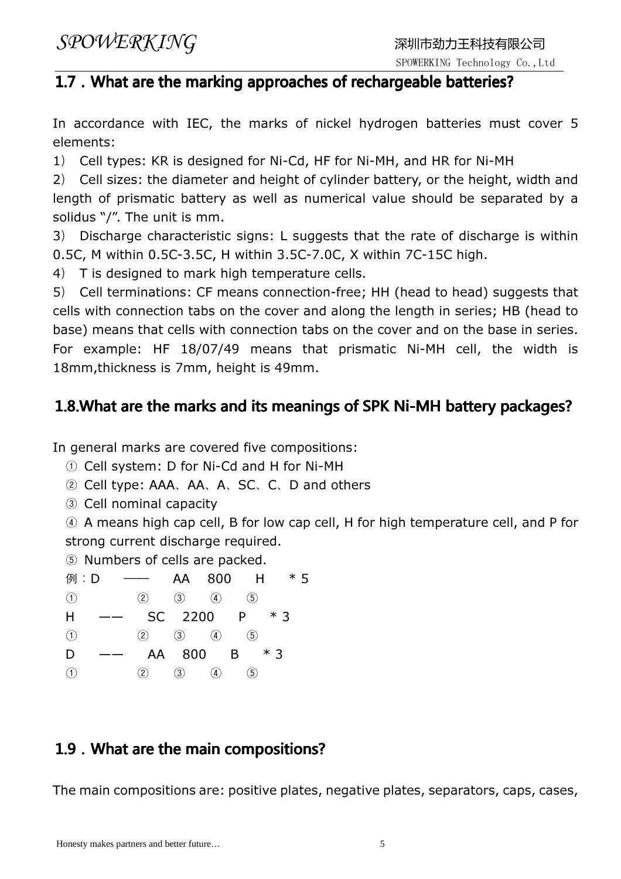## 1.7．What are the marking approaches of rechargeable batteries?

In accordance with IEC, the marks of nickel hydrogen batteries must cover 5 elements:

1） Cell types: KR is designed for Ni-Cd, HF for Ni-MH, and HR for Ni-MH

2） Cell sizes: the diameter and height of cylinder battery, or the height, width and length of prismatic battery as well as numerical value should be separated by a solidus "/". The unit is mm.

3） Discharge characteristic signs: L suggests that the rate of discharge is within 0.5C, M within 0.5C-3.5C, H within 3.5C-7.0C, X within 7C-15C high.

4） T is designed to mark high temperature cells.

5） Cell terminations: CF means connection-free; HH (head to head) suggests that cells with connection tabs on the cover and along the length in series; HB (head to base) means that cells with connection tabs on the cover and on the base in series. For example: HF 18/07/49 means that prismatic Ni-MH cell, the width is 18mm,thickness is 7mm, height is 49mm.

## 1.8.What are the marks and its meanings of SPK Ni-MH battery packages?

In general marks are covered five compositions:

① Cell system: D for Ni-Cd and H for Ni-MH

② Cell type: AAA、AA、A、SC、C、D and others

③ Cell nominal capacity

④ A means high cap cell, B for low cap cell, H for high temperature cell, and P for strong current discharge required.

⑤ Numbers of cells are packed.

例：D —— AA 800 H * 5
① ② ③ ④ ⑤

H —— SC 2200 P * 3
① ② ③ ④ ⑤

D —— AA 800 B * 3
① ② ③ ④ ⑤

## 1.9．What are the main compositions?

The main compositions are: positive plates, negative plates, separators, caps, cases,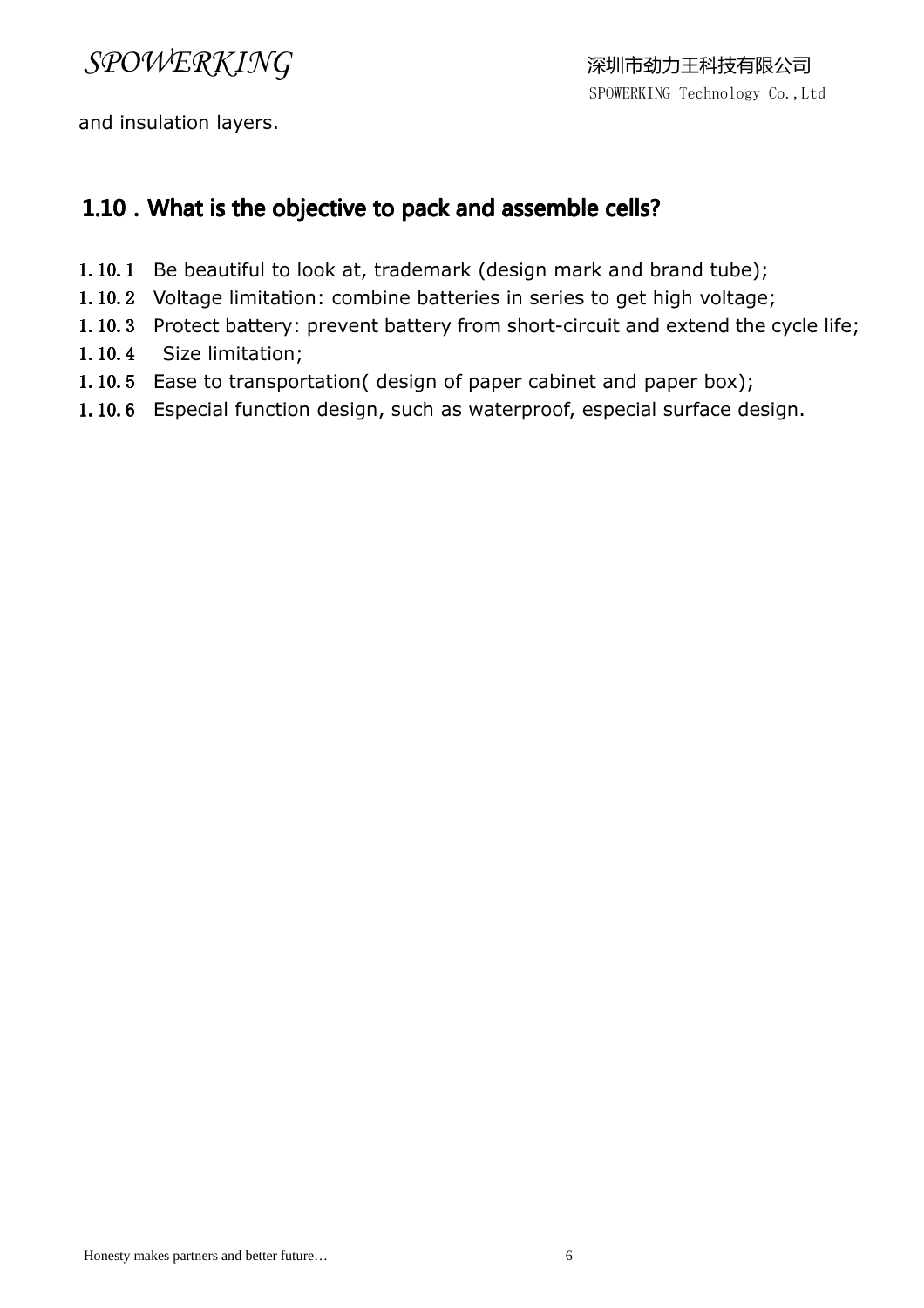and insulation layers.

## 1.10 . What is the objective to pack and assemble cells?

1.10.1 Be beautiful to look at, trademark (design mark and brand tube);

1.10.2 Voltage limitation: combine batteries in series to get high voltage;

1.10.3 Protect battery: prevent battery from short-circuit and extend the cycle life;

1.10.4 Size limitation;

1.10.5 Ease to transportation( design of paper cabinet and paper box);

1.10.6 Especial function design, such as waterproof, especial surface design.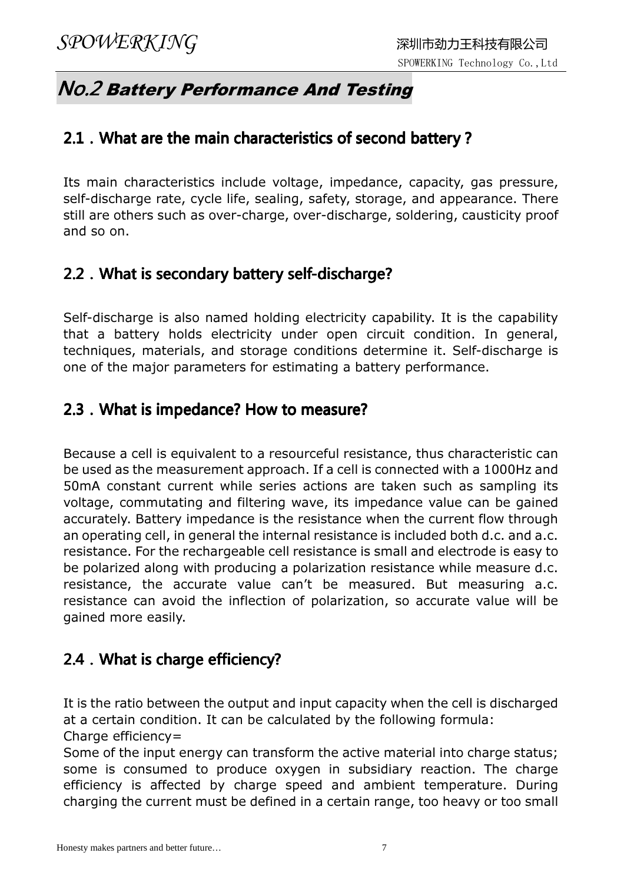# No.2 Battery Performance And Testing

## 2.1．What are the main characteristics of second battery？

Its main characteristics include voltage, impedance, capacity, gas pressure, self-discharge rate, cycle life, sealing, safety, storage, and appearance. There still are others such as over-charge, over-discharge, soldering, causticity proof and so on.

## 2.2．What is secondary battery self-discharge?

Self-discharge is also named holding electricity capability. It is the capability that a battery holds electricity under open circuit condition. In general, techniques, materials, and storage conditions determine it. Self-discharge is one of the major parameters for estimating a battery performance.

## 2.3．What is impedance? How to measure?

Because a cell is equivalent to a resourceful resistance, thus characteristic can be used as the measurement approach. If a cell is connected with a 1000Hz and 50mA constant current while series actions are taken such as sampling its voltage, commutating and filtering wave, its impedance value can be gained accurately. Battery impedance is the resistance when the current flow through an operating cell, in general the internal resistance is included both d.c. and a.c. resistance. For the rechargeable cell resistance is small and electrode is easy to be polarized along with producing a polarization resistance while measure d.c. resistance, the accurate value can't be measured. But measuring a.c. resistance can avoid the inflection of polarization, so accurate value will be gained more easily.

## 2.4．What is charge efficiency?

It is the ratio between the output and input capacity when the cell is discharged at a certain condition. It can be calculated by the following formula:

Charge efficiency=

Some of the input energy can transform the active material into charge status; some is consumed to produce oxygen in subsidiary reaction. The charge efficiency is affected by charge speed and ambient temperature. During charging the current must be defined in a certain range, too heavy or too small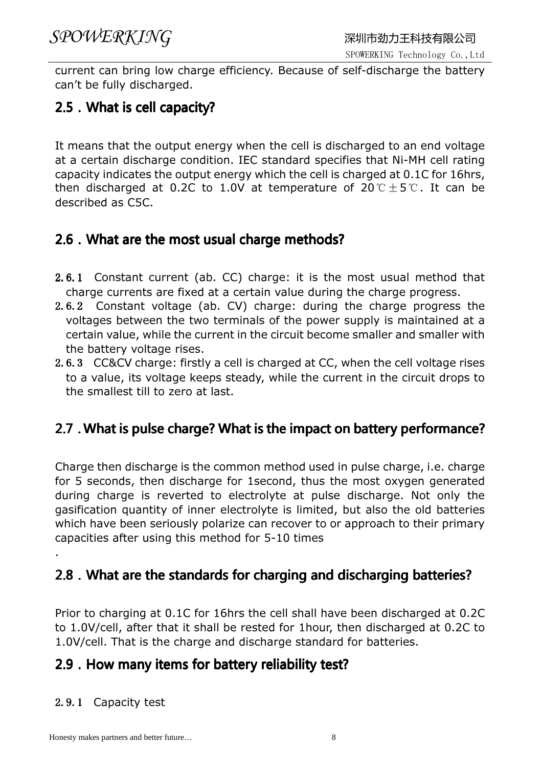current can bring low charge efficiency. Because of self-discharge the battery can't be fully discharged.

## 2.5．What is cell capacity?

It means that the output energy when the cell is discharged to an end voltage at a certain discharge condition. IEC standard specifies that Ni-MH cell rating capacity indicates the output energy which the cell is charged at 0.1C for 16hrs, then discharged at 0.2C to 1.0V at temperature of 20℃±5℃. It can be described as C5C.

## 2.6．What are the most usual charge methods?

**2.6.1** Constant current (ab. CC) charge: it is the most usual method that charge currents are fixed at a certain value during the charge progress.

2.6.2 Constant voltage (ab. CV) charge: during the charge progress the voltages between the two terminals of the power supply is maintained at a certain value, while the current in the circuit become smaller and smaller with the battery voltage rises.

2.6.3 CC&CV charge: firstly a cell is charged at CC, when the cell voltage rises to a value, its voltage keeps steady, while the current in the circuit drops to the smallest till to zero at last.

## 2.7．What is pulse charge? What is the impact on battery performance?

Charge then discharge is the common method used in pulse charge, i.e. charge for 5 seconds, then discharge for 1second, thus the most oxygen generated during charge is reverted to electrolyte at pulse discharge. Not only the gasification quantity of inner electrolyte is limited, but also the old batteries which have been seriously polarize can recover to or approach to their primary capacities after using this method for 5-10 times

.

## 2.8．What are the standards for charging and discharging batteries?

Prior to charging at 0.1C for 16hrs the cell shall have been discharged at 0.2C to 1.0V/cell, after that it shall be rested for 1hour, then discharged at 0.2C to 1.0V/cell. That is the charge and discharge standard for batteries.

## 2.9．How many items for battery reliability test?

2.9.1 Capacity test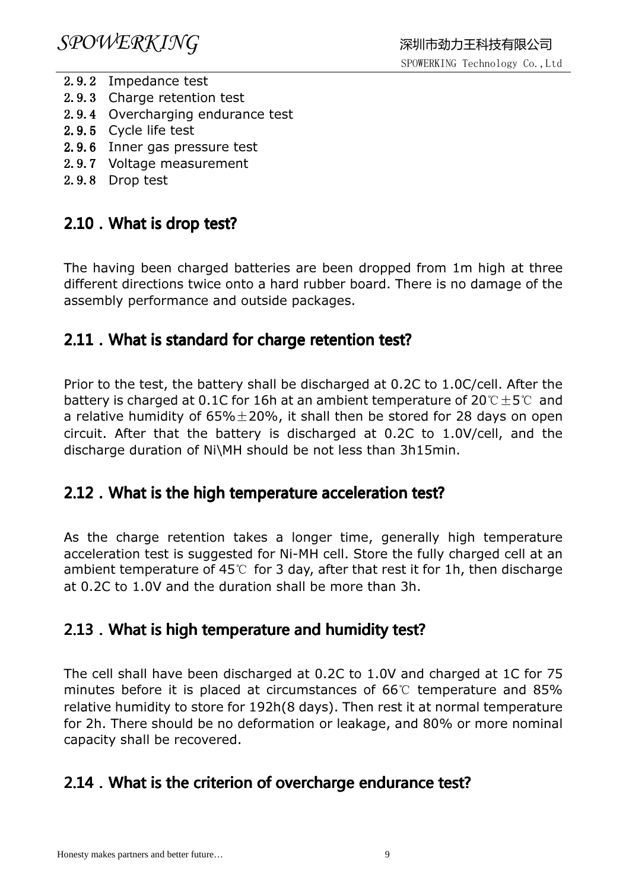2.9.2 Impedance test
2.9.3 Charge retention test
2.9.4 Overcharging endurance test
2.9.5 Cycle life test
2.9.6 Inner gas pressure test
2.9.7 Voltage measurement
2.9.8 Drop test

## 2.10 . What is drop test?

The having been charged batteries are been dropped from 1m high at three different directions twice onto a hard rubber board. There is no damage of the assembly performance and outside packages.

## 2.11 . What is standard for charge retention test?

Prior to the test, the battery shall be discharged at 0.2C to 1.0C/cell. After the battery is charged at 0.1C for 16h at an ambient temperature of 20℃±5℃ and a relative humidity of 65%±20%, it shall then be stored for 28 days on open circuit. After that the battery is discharged at 0.2C to 1.0V/cell, and the discharge duration of Ni\MH should be not less than 3h15min.

## 2.12 . What is the high temperature acceleration test?

As the charge retention takes a longer time, generally high temperature acceleration test is suggested for Ni-MH cell. Store the fully charged cell at an ambient temperature of 45℃ for 3 day, after that rest it for 1h, then discharge at 0.2C to 1.0V and the duration shall be more than 3h.

## 2.13 . What is high temperature and humidity test?

The cell shall have been discharged at 0.2C to 1.0V and charged at 1C for 75 minutes before it is placed at circumstances of 66℃ temperature and 85% relative humidity to store for 192h(8 days). Then rest it at normal temperature for 2h. There should be no deformation or leakage, and 80% or more nominal capacity shall be recovered.

## 2.14 . What is the criterion of overcharge endurance test?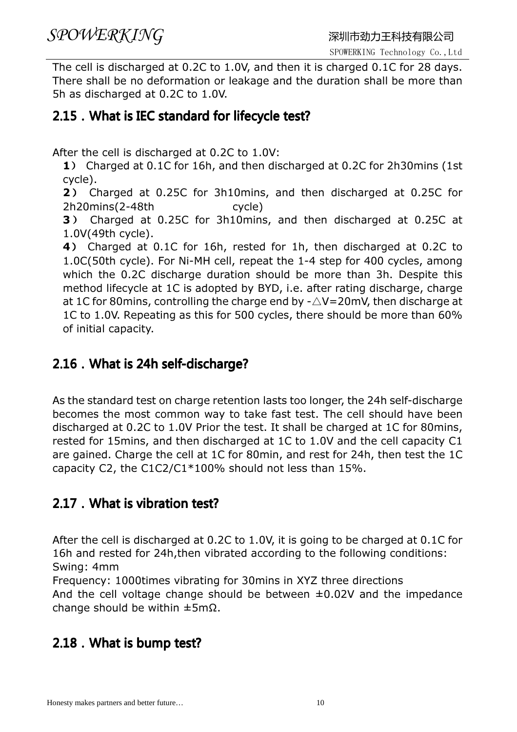The cell is discharged at 0.2C to 1.0V, and then it is charged 0.1C for 28 days. There shall be no deformation or leakage and the duration shall be more than 5h as discharged at 0.2C to 1.0V.

## 2.15．What is IEC standard for lifecycle test?

After the cell is discharged at 0.2C to 1.0V:

**1**） Charged at 0.1C for 16h, and then discharged at 0.2C for 2h30mins (1st cycle).

**2**） Charged at 0.25C for 3h10mins, and then discharged at 0.25C for 2h20mins(2-48th cycle)

**3**） Charged at 0.25C for 3h10mins, and then discharged at 0.25C at 1.0V(49th cycle).

**4**） Charged at 0.1C for 16h, rested for 1h, then discharged at 0.2C to 1.0C(50th cycle). For Ni-MH cell, repeat the 1-4 step for 400 cycles, among which the 0.2C discharge duration should be more than 3h. Despite this method lifecycle at 1C is adopted by BYD, i.e. after rating discharge, charge at 1C for 80mins, controlling the charge end by -△V=20mV, then discharge at 1C to 1.0V. Repeating as this for 500 cycles, there should be more than 60% of initial capacity.

## 2.16．What is 24h self-discharge?

As the standard test on charge retention lasts too longer, the 24h self-discharge becomes the most common way to take fast test. The cell should have been discharged at 0.2C to 1.0V Prior the test. It shall be charged at 1C for 80mins, rested for 15mins, and then discharged at 1C to 1.0V and the cell capacity C1 are gained. Charge the cell at 1C for 80min, and rest for 24h, then test the 1C capacity C2, the C1C2/C1*100% should not less than 15%.

## 2.17．What is vibration test?

After the cell is discharged at 0.2C to 1.0V, it is going to be charged at 0.1C for 16h and rested for 24h,then vibrated according to the following conditions:
Swing: 4mm
Frequency: 1000times vibrating for 30mins in XYZ three directions
And the cell voltage change should be between ±0.02V and the impedance change should be within ±5mΩ.

## 2.18．What is bump test?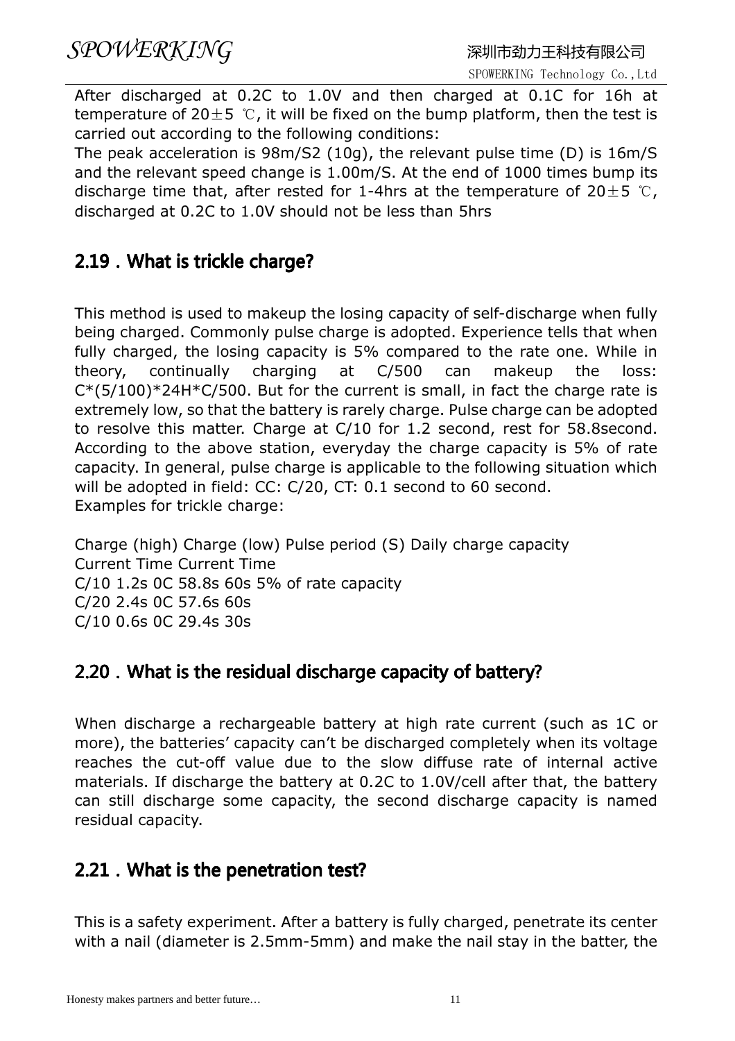After discharged at 0.2C to 1.0V and then charged at 0.1C for 16h at temperature of 20±5 ℃, it will be fixed on the bump platform, then the test is carried out according to the following conditions:

The peak acceleration is 98m/S2 (10g), the relevant pulse time (D) is 16m/S and the relevant speed change is 1.00m/S. At the end of 1000 times bump its discharge time that, after rested for 1-4hrs at the temperature of 20±5 ℃, discharged at 0.2C to 1.0V should not be less than 5hrs

## 2.19 . What is trickle charge?

This method is used to makeup the losing capacity of self-discharge when fully being charged. Commonly pulse charge is adopted. Experience tells that when fully charged, the losing capacity is 5% compared to the rate one. While in theory, continually charging at C/500 can makeup the loss: C*(5/100)*24H*C/500. But for the current is small, in fact the charge rate is extremely low, so that the battery is rarely charge. Pulse charge can be adopted to resolve this matter. Charge at C/10 for 1.2 second, rest for 58.8second. According to the above station, everyday the charge capacity is 5% of rate capacity. In general, pulse charge is applicable to the following situation which will be adopted in field: CC: C/20, CT: 0.1 second to 60 second.

Examples for trickle charge:

| Charge (high) Current | Time | Charge (low) Current | Time | Pulse period (S) | Daily charge capacity |
|---|---|---|---|---|---|
| C/10 | 1.2s | 0C | 58.8s | 60s | 5% of rate capacity |
| C/20 | 2.4s | 0C | 57.6s | 60s | |
| C/10 | 0.6s | 0C | 29.4s | 30s | |

## 2.20 . What is the residual discharge capacity of battery?

When discharge a rechargeable battery at high rate current (such as 1C or more), the batteries' capacity can't be discharged completely when its voltage reaches the cut-off value due to the slow diffuse rate of internal active materials. If discharge the battery at 0.2C to 1.0V/cell after that, the battery can still discharge some capacity, the second discharge capacity is named residual capacity.

## 2.21 . What is the penetration test?

This is a safety experiment. After a battery is fully charged, penetrate its center with a nail (diameter is 2.5mm-5mm) and make the nail stay in the batter, the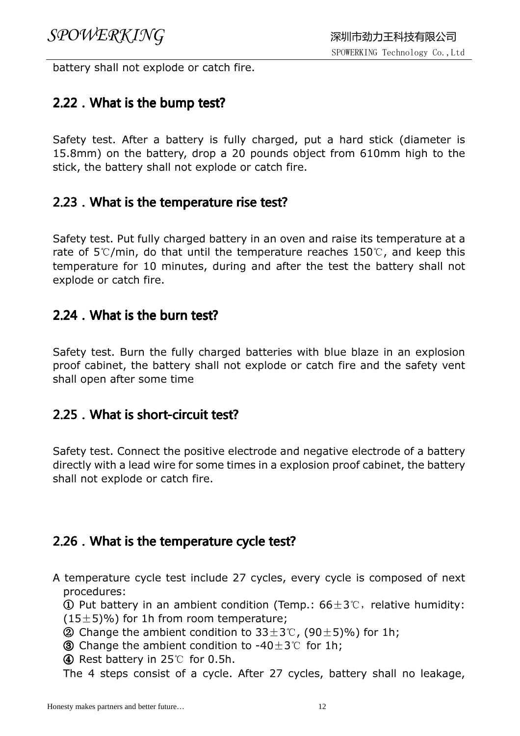battery shall not explode or catch fire.

## 2.22．What is the bump test?

Safety test. After a battery is fully charged, put a hard stick (diameter is 15.8mm) on the battery, drop a 20 pounds object from 610mm high to the stick, the battery shall not explode or catch fire.

## 2.23．What is the temperature rise test?

Safety test. Put fully charged battery in an oven and raise its temperature at a rate of 5℃/min, do that until the temperature reaches 150℃, and keep this temperature for 10 minutes, during and after the test the battery shall not explode or catch fire.

## 2.24．What is the burn test?

Safety test. Burn the fully charged batteries with blue blaze in an explosion proof cabinet, the battery shall not explode or catch fire and the safety vent shall open after some time

## 2.25．What is short-circuit test?

Safety test. Connect the positive electrode and negative electrode of a battery directly with a lead wire for some times in a explosion proof cabinet, the battery shall not explode or catch fire.

## 2.26．What is the temperature cycle test?

A temperature cycle test include 27 cycles, every cycle is composed of next procedures:

① Put battery in an ambient condition (Temp.: 66±3℃，relative humidity: (15±5)%) for 1h from room temperature;
② Change the ambient condition to 33±3℃, (90±5)%) for 1h;
③ Change the ambient condition to -40±3℃ for 1h;
④ Rest battery in 25℃ for 0.5h.

The 4 steps consist of a cycle. After 27 cycles, battery shall no leakage,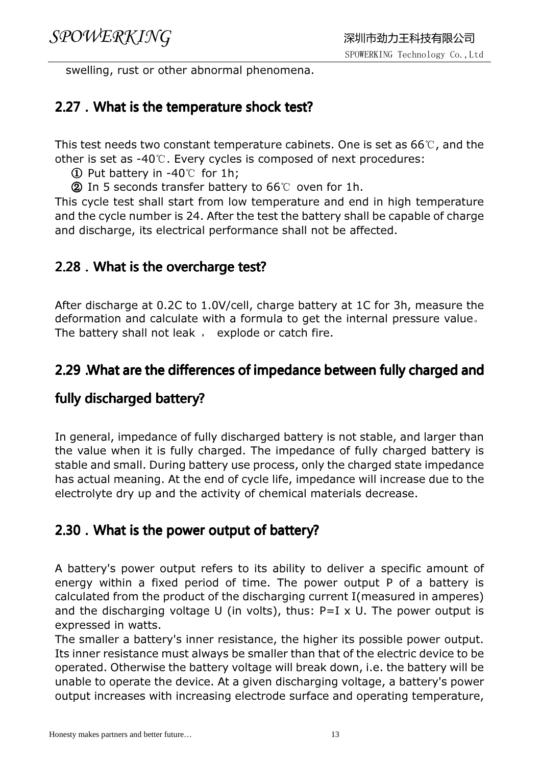swelling, rust or other abnormal phenomena.

## 2.27．What is the temperature shock test?

This test needs two constant temperature cabinets. One is set as 66℃, and the other is set as -40℃. Every cycles is composed of next procedures:

① Put battery in -40℃ for 1h;

② In 5 seconds transfer battery to 66℃ oven for 1h.

This cycle test shall start from low temperature and end in high temperature and the cycle number is 24. After the test the battery shall be capable of charge and discharge, its electrical performance shall not be affected.

## 2.28．What is the overcharge test?

After discharge at 0.2C to 1.0V/cell, charge battery at 1C for 3h, measure the deformation and calculate with a formula to get the internal pressure value。 The battery shall not leak ， explode or catch fire.

## 2.29 .What are the differences of impedance between fully charged and fully discharged battery?

In general, impedance of fully discharged battery is not stable, and larger than the value when it is fully charged. The impedance of fully charged battery is stable and small. During battery use process, only the charged state impedance has actual meaning. At the end of cycle life, impedance will increase due to the electrolyte dry up and the activity of chemical materials decrease.

## 2.30．What is the power output of battery?

A battery's power output refers to its ability to deliver a specific amount of energy within a fixed period of time. The power output P of a battery is calculated from the product of the discharging current I(measured in amperes) and the discharging voltage U (in volts), thus: $P=I \times U$. The power output is expressed in watts.

The smaller a battery's inner resistance, the higher its possible power output. Its inner resistance must always be smaller than that of the electric device to be operated. Otherwise the battery voltage will break down, i.e. the battery will be unable to operate the device. At a given discharging voltage, a battery's power output increases with increasing electrode surface and operating temperature,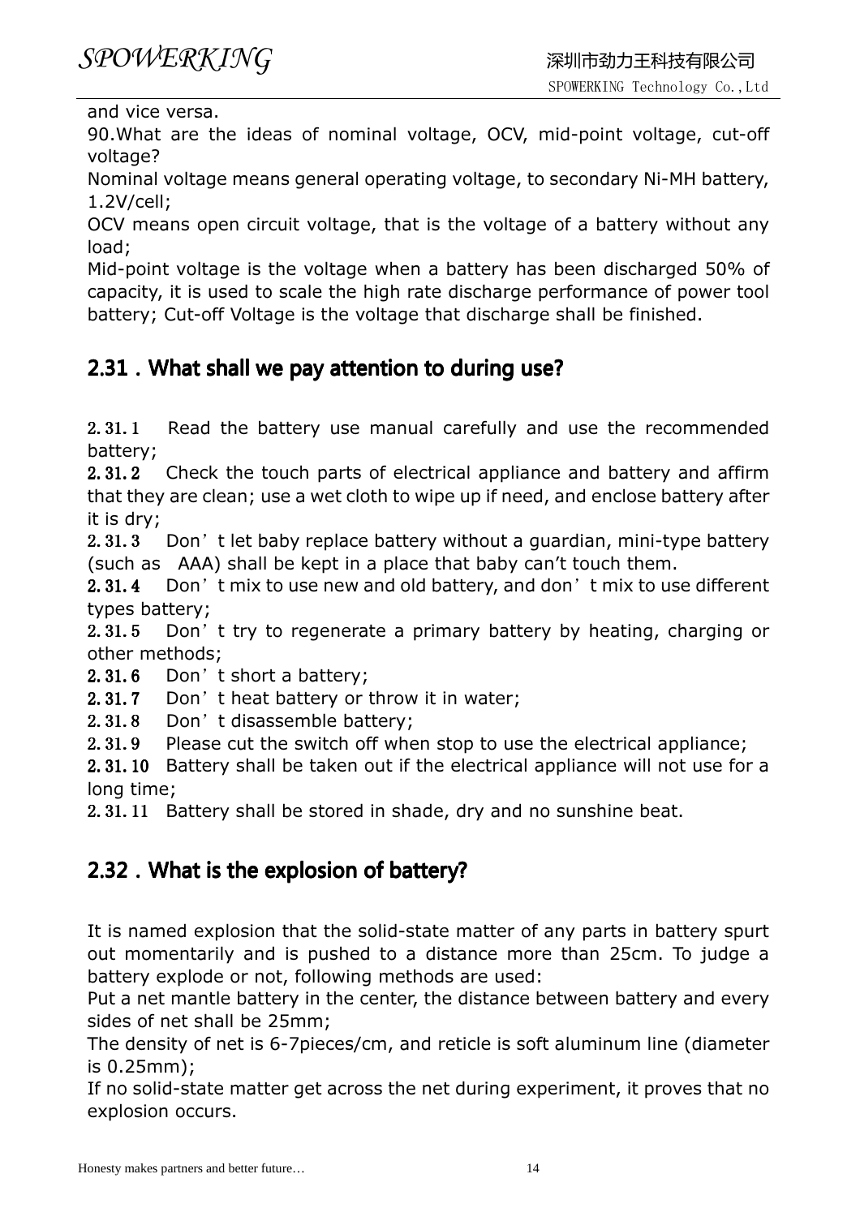and vice versa.

90.What are the ideas of nominal voltage, OCV, mid-point voltage, cut-off voltage?

Nominal voltage means general operating voltage, to secondary Ni-MH battery, 1.2V/cell;

OCV means open circuit voltage, that is the voltage of a battery without any load;

Mid-point voltage is the voltage when a battery has been discharged 50% of capacity, it is used to scale the high rate discharge performance of power tool battery; Cut-off Voltage is the voltage that discharge shall be finished.

## 2.31 . What shall we pay attention to during use?

2.31.1 Read the battery use manual carefully and use the recommended battery;

2.31.2 Check the touch parts of electrical appliance and battery and affirm that they are clean; use a wet cloth to wipe up if need, and enclose battery after it is dry;

2.31.3 Don't let baby replace battery without a guardian, mini-type battery (such as AAA) shall be kept in a place that baby can't touch them.

2.31.4 Don't mix to use new and old battery, and don't mix to use different types battery;

2.31.5 Don't try to regenerate a primary battery by heating, charging or other methods;

2.31.6 Don't short a battery;

2.31.7 Don't heat battery or throw it in water;

2.31.8 Don't disassemble battery;

2.31.9 Please cut the switch off when stop to use the electrical appliance;

2.31.10 Battery shall be taken out if the electrical appliance will not use for a long time;

2.31.11 Battery shall be stored in shade, dry and no sunshine beat.

## 2.32 . What is the explosion of battery?

It is named explosion that the solid-state matter of any parts in battery spurt out momentarily and is pushed to a distance more than 25cm. To judge a battery explode or not, following methods are used:

Put a net mantle battery in the center, the distance between battery and every sides of net shall be 25mm;

The density of net is 6-7pieces/cm, and reticle is soft aluminum line (diameter is 0.25mm);

If no solid-state matter get across the net during experiment, it proves that no explosion occurs.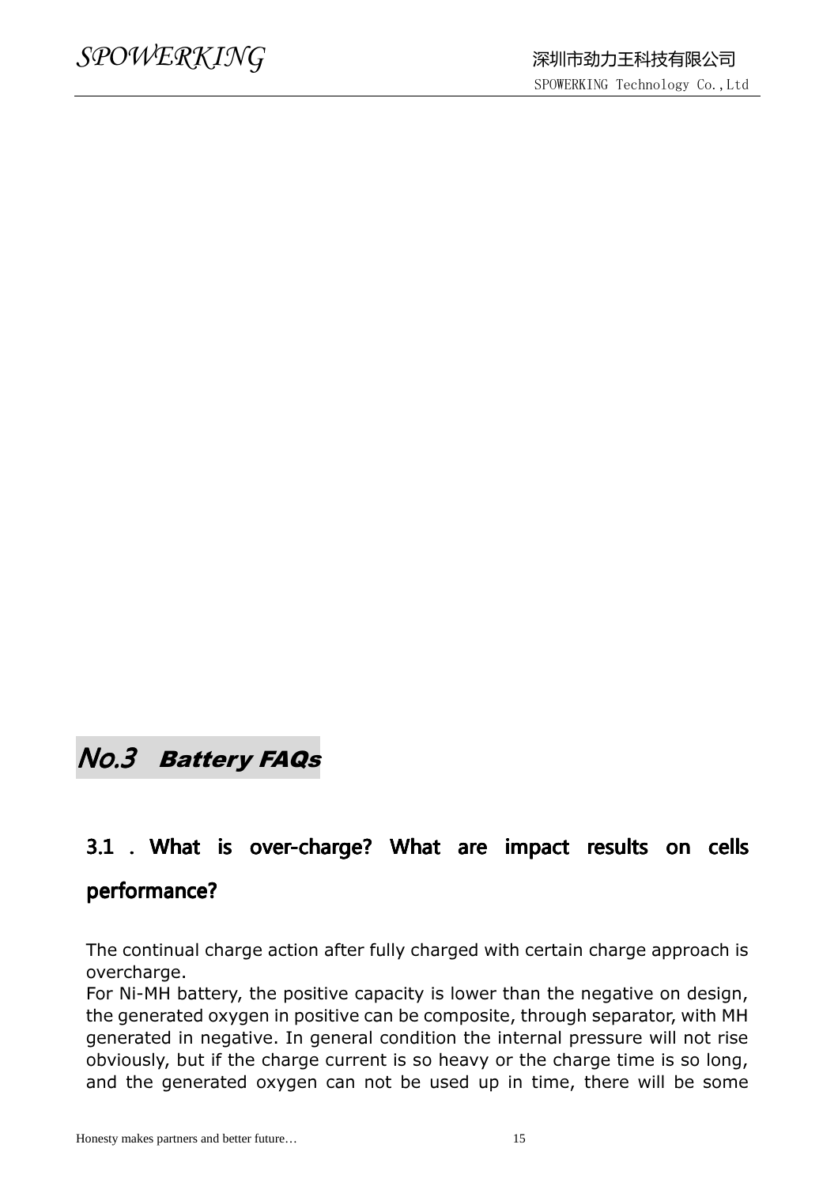# No.3 Battery FAQs

## 3.1 . What is over-charge? What are impact results on cells performance?

The continual charge action after fully charged with certain charge approach is overcharge.

For Ni-MH battery, the positive capacity is lower than the negative on design, the generated oxygen in positive can be composite, through separator, with MH generated in negative. In general condition the internal pressure will not rise obviously, but if the charge current is so heavy or the charge time is so long, and the generated oxygen can not be used up in time, there will be some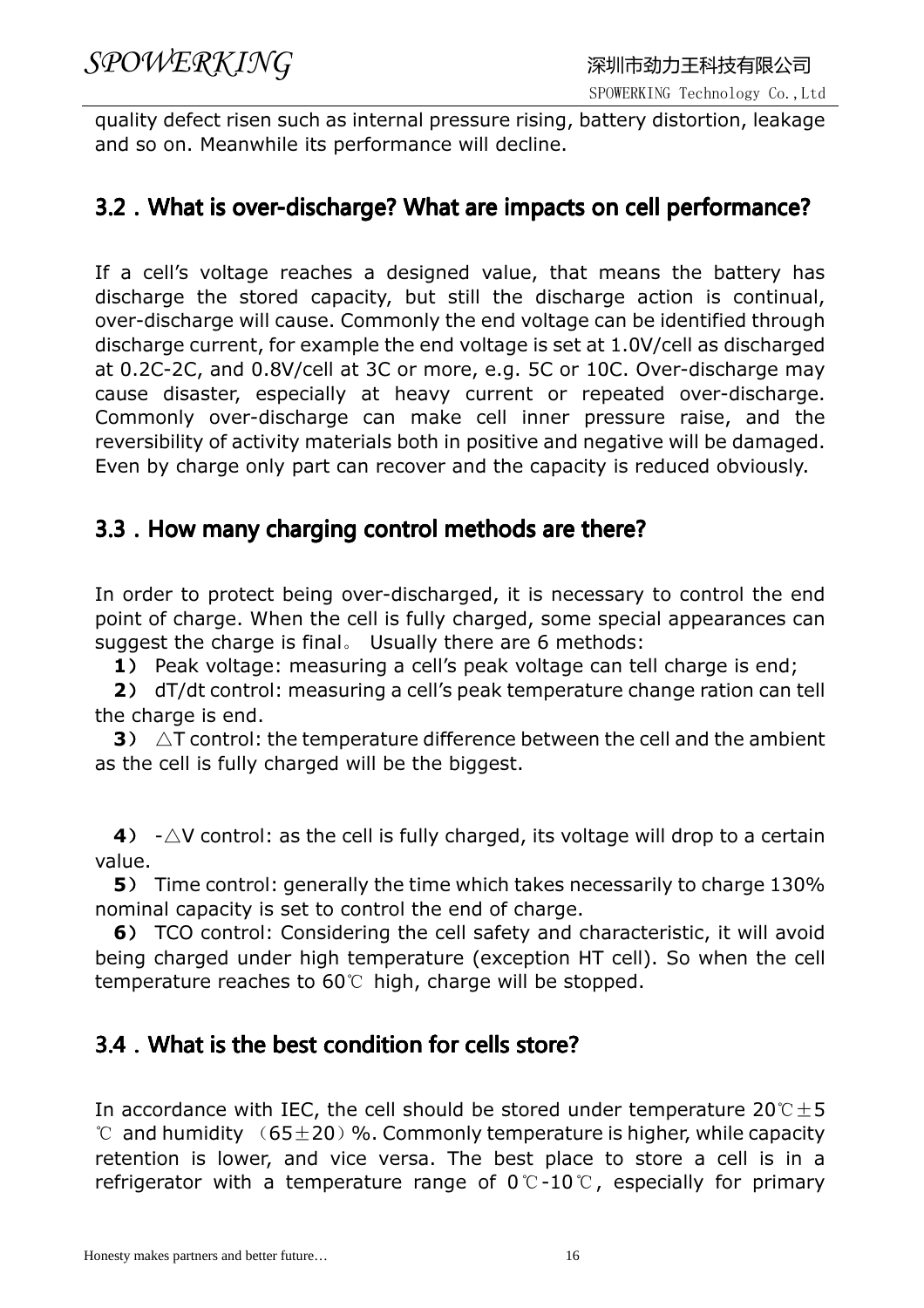quality defect risen such as internal pressure rising, battery distortion, leakage and so on. Meanwhile its performance will decline.

## 3.2．What is over-discharge? What are impacts on cell performance?

If a cell's voltage reaches a designed value, that means the battery has discharge the stored capacity, but still the discharge action is continual, over-discharge will cause. Commonly the end voltage can be identified through discharge current, for example the end voltage is set at 1.0V/cell as discharged at 0.2C-2C, and 0.8V/cell at 3C or more, e.g. 5C or 10C. Over-discharge may cause disaster, especially at heavy current or repeated over-discharge. Commonly over-discharge can make cell inner pressure raise, and the reversibility of activity materials both in positive and negative will be damaged. Even by charge only part can recover and the capacity is reduced obviously.

## 3.3．How many charging control methods are there?

In order to protect being over-discharged, it is necessary to control the end point of charge. When the cell is fully charged, some special appearances can suggest the charge is final。 Usually there are 6 methods:

**1**） Peak voltage: measuring a cell's peak voltage can tell charge is end;

**2**） dT/dt control: measuring a cell's peak temperature change ration can tell the charge is end.

**3**） △T control: the temperature difference between the cell and the ambient as the cell is fully charged will be the biggest.

**4**） -△V control: as the cell is fully charged, its voltage will drop to a certain value.

**5**） Time control: generally the time which takes necessarily to charge 130% nominal capacity is set to control the end of charge.

**6**） TCO control: Considering the cell safety and characteristic, it will avoid being charged under high temperature (exception HT cell). So when the cell temperature reaches to 60℃ high, charge will be stopped.

## 3.4．What is the best condition for cells store?

In accordance with IEC, the cell should be stored under temperature 20℃±5℃ and humidity （65±20）%. Commonly temperature is higher, while capacity retention is lower, and vice versa. The best place to store a cell is in a refrigerator with a temperature range of 0℃-10℃, especially for primary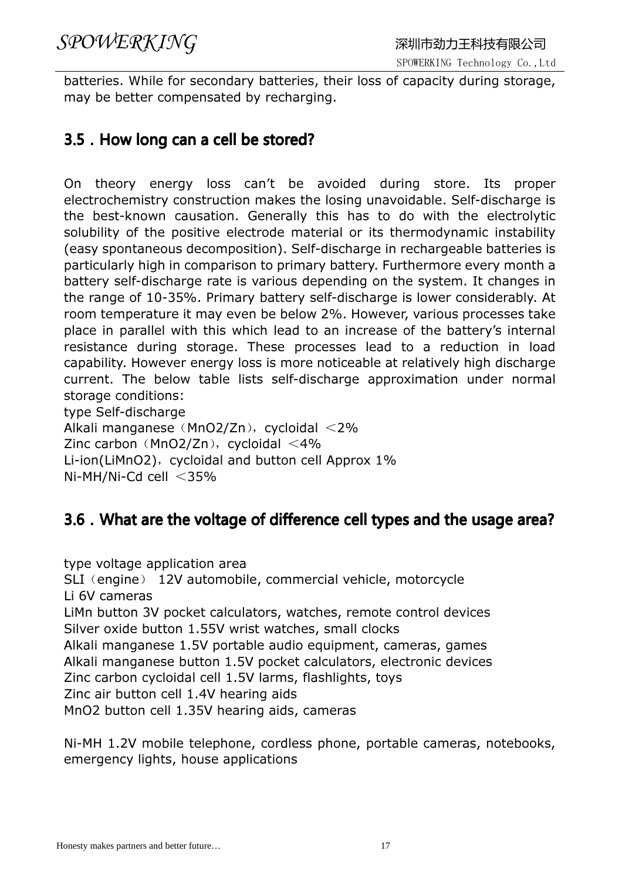batteries. While for secondary batteries, their loss of capacity during storage, may be better compensated by recharging.

## 3.5 . How long can a cell be stored?

On theory energy loss can't be avoided during store. Its proper electrochemistry construction makes the losing unavoidable. Self-discharge is the best-known causation. Generally this has to do with the electrolytic solubility of the positive electrode material or its thermodynamic instability (easy spontaneous decomposition). Self-discharge in rechargeable batteries is particularly high in comparison to primary battery. Furthermore every month a battery self-discharge rate is various depending on the system. It changes in the range of 10-35%. Primary battery self-discharge is lower considerably. At room temperature it may even be below 2%. However, various processes take place in parallel with this which lead to an increase of the battery's internal resistance during storage. These processes lead to a reduction in load capability. However energy loss is more noticeable at relatively high discharge current. The below table lists self-discharge approximation under normal storage conditions:

type Self-discharge
Alkali manganese（$MnO_2/Zn$），cycloidal ＜2%
Zinc carbon（$MnO_2/Zn$），cycloidal ＜4%
Li-ion($LiMnO_2$)，cycloidal and button cell Approx 1%
Ni-MH/Ni-Cd cell ＜35%

## 3.6 . What are the voltage of difference cell types and the usage area?

type voltage application area
SLI（engine） 12V automobile, commercial vehicle, motorcycle
Li 6V cameras
LiMn button 3V pocket calculators, watches, remote control devices
Silver oxide button 1.55V wrist watches, small clocks
Alkali manganese 1.5V portable audio equipment, cameras, games
Alkali manganese button 1.5V pocket calculators, electronic devices
Zinc carbon cycloidal cell 1.5V larms, flashlights, toys
Zinc air button cell 1.4V hearing aids
$MnO_2$ button cell 1.35V hearing aids, cameras

Ni-MH 1.2V mobile telephone, cordless phone, portable cameras, notebooks, emergency lights, house applications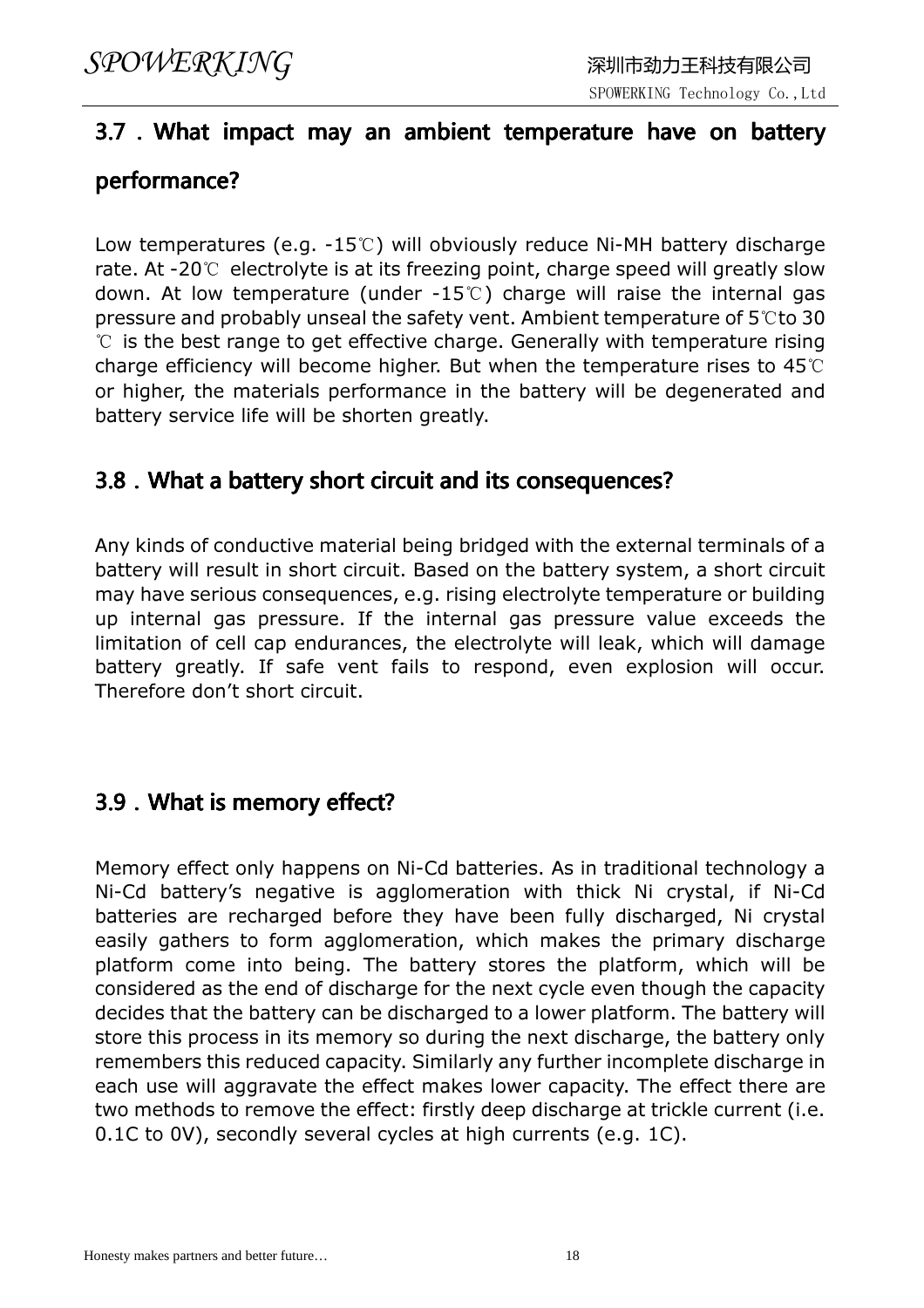## 3.7 . What impact may an ambient temperature have on battery performance?

Low temperatures (e.g. -15℃) will obviously reduce Ni-MH battery discharge rate. At -20℃ electrolyte is at its freezing point, charge speed will greatly slow down. At low temperature (under -15℃) charge will raise the internal gas pressure and probably unseal the safety vent. Ambient temperature of 5℃to 30 ℃ is the best range to get effective charge. Generally with temperature rising charge efficiency will become higher. But when the temperature rises to 45℃ or higher, the materials performance in the battery will be degenerated and battery service life will be shorten greatly.

## 3.8 . What a battery short circuit and its consequences?

Any kinds of conductive material being bridged with the external terminals of a battery will result in short circuit. Based on the battery system, a short circuit may have serious consequences, e.g. rising electrolyte temperature or building up internal gas pressure. If the internal gas pressure value exceeds the limitation of cell cap endurances, the electrolyte will leak, which will damage battery greatly. If safe vent fails to respond, even explosion will occur. Therefore don't short circuit.

## 3.9 . What is memory effect?

Memory effect only happens on Ni-Cd batteries. As in traditional technology a Ni-Cd battery's negative is agglomeration with thick Ni crystal, if Ni-Cd batteries are recharged before they have been fully discharged, Ni crystal easily gathers to form agglomeration, which makes the primary discharge platform come into being. The battery stores the platform, which will be considered as the end of discharge for the next cycle even though the capacity decides that the battery can be discharged to a lower platform. The battery will store this process in its memory so during the next discharge, the battery only remembers this reduced capacity. Similarly any further incomplete discharge in each use will aggravate the effect makes lower capacity. The effect there are two methods to remove the effect: firstly deep discharge at trickle current (i.e. 0.1C to 0V), secondly several cycles at high currents (e.g. 1C).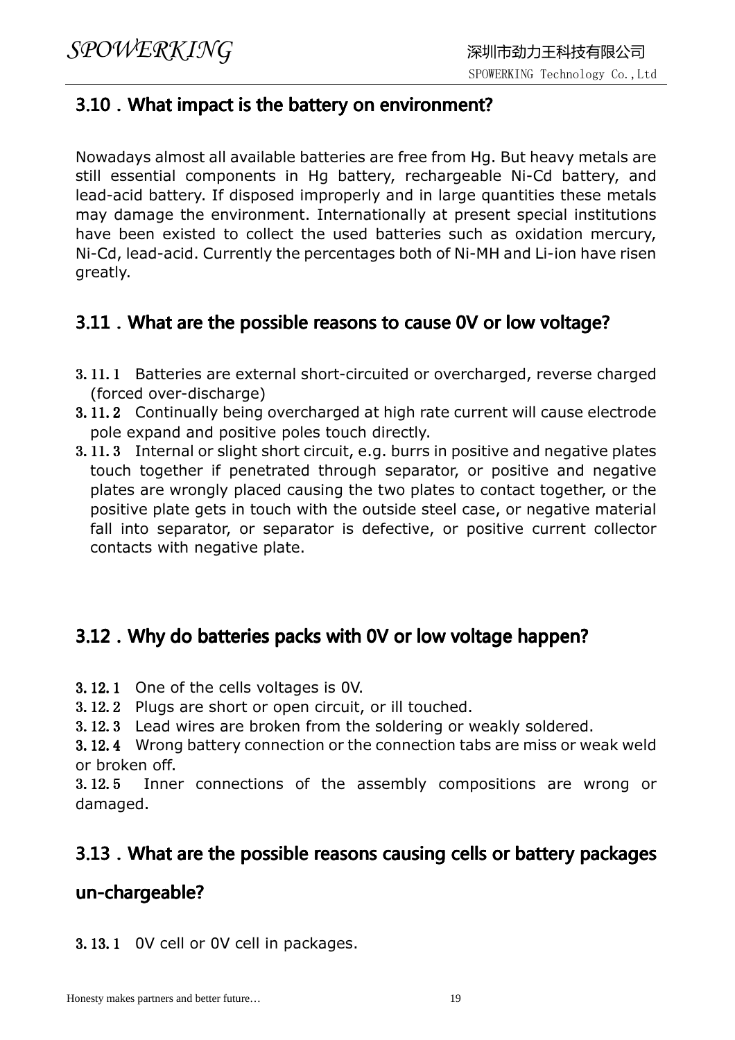## 3.10 . What impact is the battery on environment?

Nowadays almost all available batteries are free from Hg. But heavy metals are still essential components in Hg battery, rechargeable Ni-Cd battery, and lead-acid battery. If disposed improperly and in large quantities these metals may damage the environment. Internationally at present special institutions have been existed to collect the used batteries such as oxidation mercury, Ni-Cd, lead-acid. Currently the percentages both of Ni-MH and Li-ion have risen greatly.

## 3.11 . What are the possible reasons to cause 0V or low voltage?

3.11.1 Batteries are external short-circuited or overcharged, reverse charged (forced over-discharge)

3.11.2 Continually being overcharged at high rate current will cause electrode pole expand and positive poles touch directly.

3.11.3 Internal or slight short circuit, e.g. burrs in positive and negative plates touch together if penetrated through separator, or positive and negative plates are wrongly placed causing the two plates to contact together, or the positive plate gets in touch with the outside steel case, or negative material fall into separator, or separator is defective, or positive current collector contacts with negative plate.

## 3.12 . Why do batteries packs with 0V or low voltage happen?

3.12.1 One of the cells voltages is 0V.

3.12.2 Plugs are short or open circuit, or ill touched.

3.12.3 Lead wires are broken from the soldering or weakly soldered.

3.12.4 Wrong battery connection or the connection tabs are miss or weak weld or broken off.

3.12.5 Inner connections of the assembly compositions are wrong or damaged.

## 3.13 . What are the possible reasons causing cells or battery packages un-chargeable?

3.13.1 0V cell or 0V cell in packages.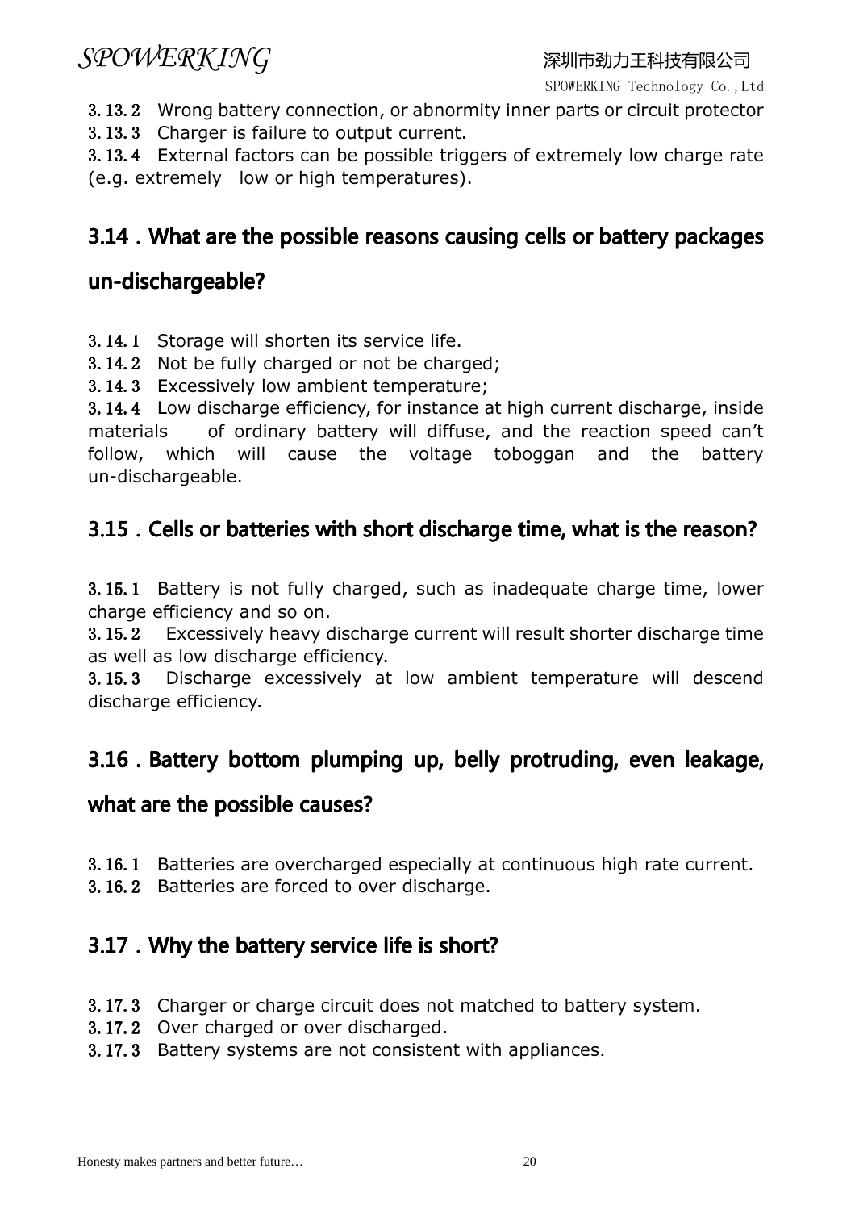3.13.2 Wrong battery connection, or abnormity inner parts or circuit protector

3.13.3 Charger is failure to output current.

3.13.4 External factors can be possible triggers of extremely low charge rate (e.g. extremely low or high temperatures).

## 3.14 . What are the possible reasons causing cells or battery packages un-dischargeable?

3.14.1 Storage will shorten its service life.

3.14.2 Not be fully charged or not be charged;

3.14.3 Excessively low ambient temperature;

3.14.4 Low discharge efficiency, for instance at high current discharge, inside materials of ordinary battery will diffuse, and the reaction speed can't follow, which will cause the voltage toboggan and the battery un-dischargeable.

## 3.15 . Cells or batteries with short discharge time, what is the reason?

3.15.1 Battery is not fully charged, such as inadequate charge time, lower charge efficiency and so on.

3.15.2 Excessively heavy discharge current will result shorter discharge time as well as low discharge efficiency.

3.15.3 Discharge excessively at low ambient temperature will descend discharge efficiency.

## 3.16 . Battery bottom plumping up, belly protruding, even leakage, what are the possible causes?

3.16.1 Batteries are overcharged especially at continuous high rate current.

3.16.2 Batteries are forced to over discharge.

## 3.17 . Why the battery service life is short?

3.17.3 Charger or charge circuit does not matched to battery system.

3.17.2 Over charged or over discharged.

3.17.3 Battery systems are not consistent with appliances.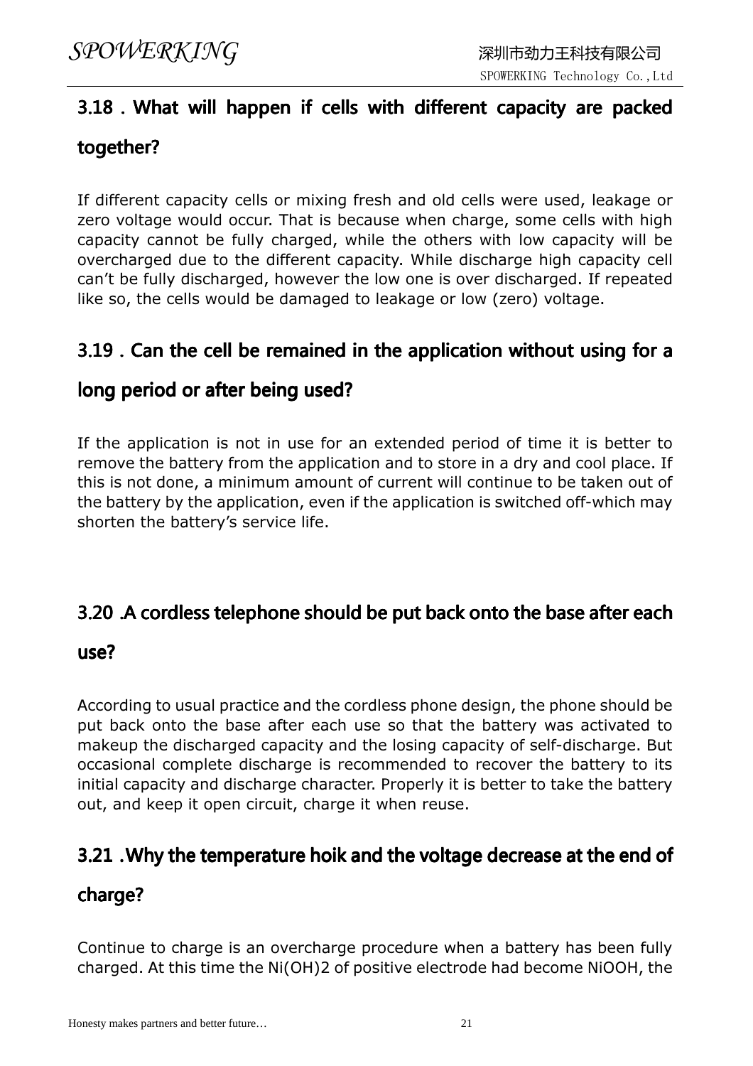### 3.18 . What will happen if cells with different capacity are packed together?

If different capacity cells or mixing fresh and old cells were used, leakage or zero voltage would occur. That is because when charge, some cells with high capacity cannot be fully charged, while the others with low capacity will be overcharged due to the different capacity. While discharge high capacity cell can't be fully discharged, however the low one is over discharged. If repeated like so, the cells would be damaged to leakage or low (zero) voltage.

### 3.19 . Can the cell be remained in the application without using for a long period or after being used?

If the application is not in use for an extended period of time it is better to remove the battery from the application and to store in a dry and cool place. If this is not done, a minimum amount of current will continue to be taken out of the battery by the application, even if the application is switched off-which may shorten the battery's service life.

### 3.20 .A cordless telephone should be put back onto the base after each use?

According to usual practice and the cordless phone design, the phone should be put back onto the base after each use so that the battery was activated to makeup the discharged capacity and the losing capacity of self-discharge. But occasional complete discharge is recommended to recover the battery to its initial capacity and discharge character. Properly it is better to take the battery out, and keep it open circuit, charge it when reuse.

### 3.21 .Why the temperature hoik and the voltage decrease at the end of charge?

Continue to charge is an overcharge procedure when a battery has been fully charged. At this time the $Ni(OH)_2$ of positive electrode had become NiOOH, the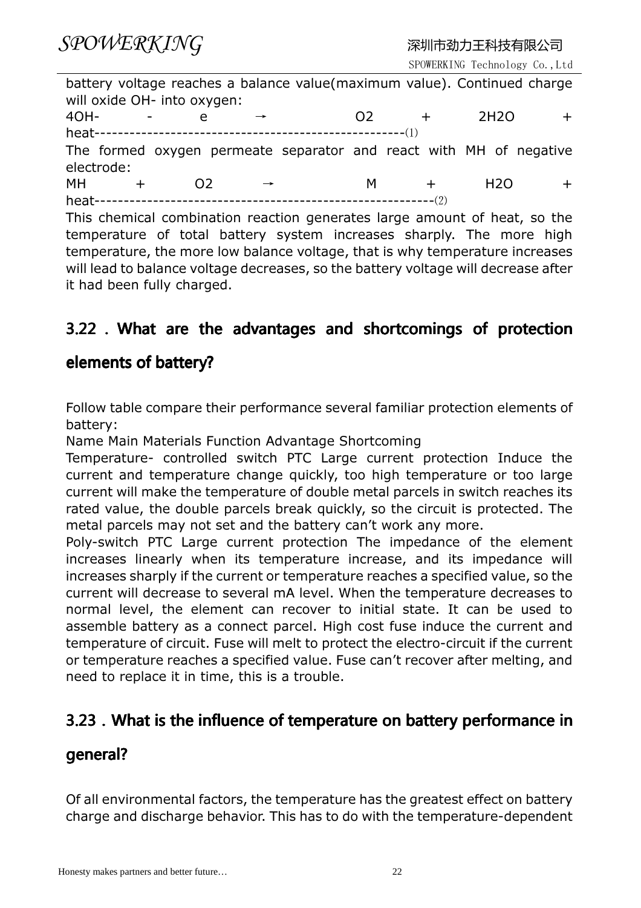battery voltage reaches a balance value(maximum value). Continued charge will oxide OH- into oxygen:

$4OH^- - e \rightarrow O_2 + 2H_2O +$ heat----------------------------------------------------(1)

The formed oxygen permeate separator and react with MH of negative electrode:

$MH + O_2 \rightarrow M + H_2O +$ heat---------------------------------------------------------(2)

This chemical combination reaction generates large amount of heat, so the temperature of total battery system increases sharply. The more high temperature, the more low balance voltage, that is why temperature increases will lead to balance voltage decreases, so the battery voltage will decrease after it had been fully charged.

## 3.22 . What are the advantages and shortcomings of protection elements of battery?

Follow table compare their performance several familiar protection elements of battery:

Name Main Materials Function Advantage Shortcoming

Temperature- controlled switch PTC Large current protection Induce the current and temperature change quickly, too high temperature or too large current will make the temperature of double metal parcels in switch reaches its rated value, the double parcels break quickly, so the circuit is protected. The metal parcels may not set and the battery can't work any more.

Poly-switch PTC Large current protection The impedance of the element increases linearly when its temperature increase, and its impedance will increases sharply if the current or temperature reaches a specified value, so the current will decrease to several mA level. When the temperature decreases to normal level, the element can recover to initial state. It can be used to assemble battery as a connect parcel. High cost fuse induce the current and temperature of circuit. Fuse will melt to protect the electro-circuit if the current or temperature reaches a specified value. Fuse can't recover after melting, and need to replace it in time, this is a trouble.

## 3.23 . What is the influence of temperature on battery performance in general?

Of all environmental factors, the temperature has the greatest effect on battery charge and discharge behavior. This has to do with the temperature-dependent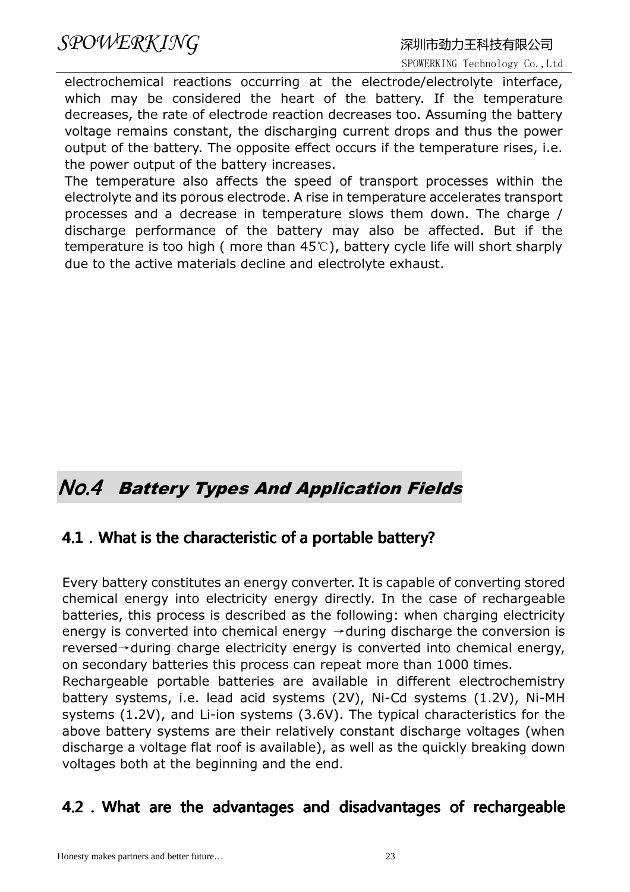electrochemical reactions occurring at the electrode/electrolyte interface, which may be considered the heart of the battery. If the temperature decreases, the rate of electrode reaction decreases too. Assuming the battery voltage remains constant, the discharging current drops and thus the power output of the battery. The opposite effect occurs if the temperature rises, i.e. the power output of the battery increases.

The temperature also affects the speed of transport processes within the electrolyte and its porous electrode. A rise in temperature accelerates transport processes and a decrease in temperature slows them down. The charge / discharge performance of the battery may also be affected. But if the temperature is too high ( more than 45℃), battery cycle life will short sharply due to the active materials decline and electrolyte exhaust.

# *No.4 Battery Types And Application Fields*

## 4.1．What is the characteristic of a portable battery?

Every battery constitutes an energy converter. It is capable of converting stored chemical energy into electricity energy directly. In the case of rechargeable batteries, this process is described as the following: when charging electricity energy is converted into chemical energy →during discharge the conversion is reversed→during charge electricity energy is converted into chemical energy, on secondary batteries this process can repeat more than 1000 times.

Rechargeable portable batteries are available in different electrochemistry battery systems, i.e. lead acid systems (2V), Ni-Cd systems (1.2V), Ni-MH systems (1.2V), and Li-ion systems (3.6V). The typical characteristics for the above battery systems are their relatively constant discharge voltages (when discharge a voltage flat roof is available), as well as the quickly breaking down voltages both at the beginning and the end.

## 4.2．What are the advantages and disadvantages of rechargeable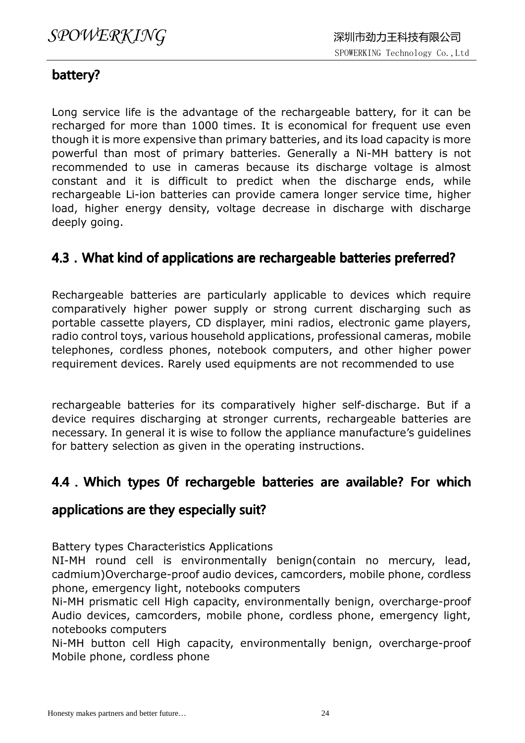## battery?

Long service life is the advantage of the rechargeable battery, for it can be recharged for more than 1000 times. It is economical for frequent use even though it is more expensive than primary batteries, and its load capacity is more powerful than most of primary batteries. Generally a Ni-MH battery is not recommended to use in cameras because its discharge voltage is almost constant and it is difficult to predict when the discharge ends, while rechargeable Li-ion batteries can provide camera longer service time, higher load, higher energy density, voltage decrease in discharge with discharge deeply going.

## 4.3．What kind of applications are rechargeable batteries preferred?

Rechargeable batteries are particularly applicable to devices which require comparatively higher power supply or strong current discharging such as portable cassette players, CD displayer, mini radios, electronic game players, radio control toys, various household applications, professional cameras, mobile telephones, cordless phones, notebook computers, and other higher power requirement devices. Rarely used equipments are not recommended to use

rechargeable batteries for its comparatively higher self-discharge. But if a device requires discharging at stronger currents, rechargeable batteries are necessary. In general it is wise to follow the appliance manufacture's guidelines for battery selection as given in the operating instructions.

## 4.4．Which types 0f rechargeble batteries are available? For which applications are they especially suit?

Battery types Characteristics Applications

NI-MH round cell is environmentally benign(contain no mercury, lead, cadmium)Overcharge-proof audio devices, camcorders, mobile phone, cordless phone, emergency light, notebooks computers

Ni-MH prismatic cell High capacity, environmentally benign, overcharge-proof Audio devices, camcorders, mobile phone, cordless phone, emergency light, notebooks computers

Ni-MH button cell High capacity, environmentally benign, overcharge-proof Mobile phone, cordless phone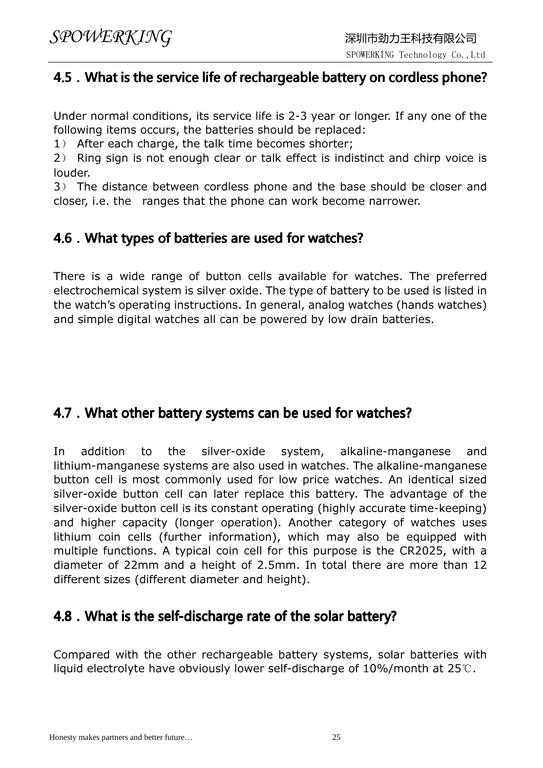## 4.5．What is the service life of rechargeable battery on cordless phone?

Under normal conditions, its service life is 2-3 year or longer. If any one of the following items occurs, the batteries should be replaced:

1） After each charge, the talk time becomes shorter;

2） Ring sign is not enough clear or talk effect is indistinct and chirp voice is louder.

3） The distance between cordless phone and the base should be closer and closer, i.e. the ranges that the phone can work become narrower.

## 4.6．What types of batteries are used for watches?

There is a wide range of button cells available for watches. The preferred electrochemical system is silver oxide. The type of battery to be used is listed in the watch's operating instructions. In general, analog watches (hands watches) and simple digital watches all can be powered by low drain batteries.

## 4.7．What other battery systems can be used for watches?

In addition to the silver-oxide system, alkaline-manganese and lithium-manganese systems are also used in watches. The alkaline-manganese button cell is most commonly used for low price watches. An identical sized silver-oxide button cell can later replace this battery. The advantage of the silver-oxide button cell is its constant operating (highly accurate time-keeping) and higher capacity (longer operation). Another category of watches uses lithium coin cells (further information), which may also be equipped with multiple functions. A typical coin cell for this purpose is the CR2025, with a diameter of 22mm and a height of 2.5mm. In total there are more than 12 different sizes (different diameter and height).

## 4.8．What is the self-discharge rate of the solar battery?

Compared with the other rechargeable battery systems, solar batteries with liquid electrolyte have obviously lower self-discharge of 10%/month at 25℃.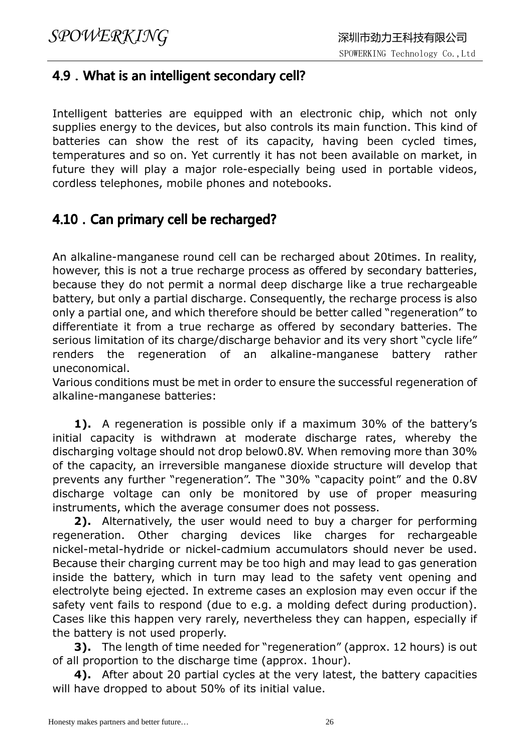## 4.9 . What is an intelligent secondary cell?

Intelligent batteries are equipped with an electronic chip, which not only supplies energy to the devices, but also controls its main function. This kind of batteries can show the rest of its capacity, having been cycled times, temperatures and so on. Yet currently it has not been available on market, in future they will play a major role-especially being used in portable videos, cordless telephones, mobile phones and notebooks.

## 4.10 . Can primary cell be recharged?

An alkaline-manganese round cell can be recharged about 20times. In reality, however, this is not a true recharge process as offered by secondary batteries, because they do not permit a normal deep discharge like a true rechargeable battery, but only a partial discharge. Consequently, the recharge process is also only a partial one, and which therefore should be better called "regeneration" to differentiate it from a true recharge as offered by secondary batteries. The serious limitation of its charge/discharge behavior and its very short "cycle life" renders the regeneration of an alkaline-manganese battery rather uneconomical.
Various conditions must be met in order to ensure the successful regeneration of alkaline-manganese batteries:

**1).** A regeneration is possible only if a maximum 30% of the battery's initial capacity is withdrawn at moderate discharge rates, whereby the discharging voltage should not drop below0.8V. When removing more than 30% of the capacity, an irreversible manganese dioxide structure will develop that prevents any further "regeneration". The "30% "capacity point" and the 0.8V discharge voltage can only be monitored by use of proper measuring instruments, which the average consumer does not possess.

**2).** Alternatively, the user would need to buy a charger for performing regeneration. Other charging devices like charges for rechargeable nickel-metal-hydride or nickel-cadmium accumulators should never be used. Because their charging current may be too high and may lead to gas generation inside the battery, which in turn may lead to the safety vent opening and electrolyte being ejected. In extreme cases an explosion may even occur if the safety vent fails to respond (due to e.g. a molding defect during production). Cases like this happen very rarely, nevertheless they can happen, especially if the battery is not used properly.

**3).** The length of time needed for "regeneration" (approx. 12 hours) is out of all proportion to the discharge time (approx. 1hour).

**4).** After about 20 partial cycles at the very latest, the battery capacities will have dropped to about 50% of its initial value.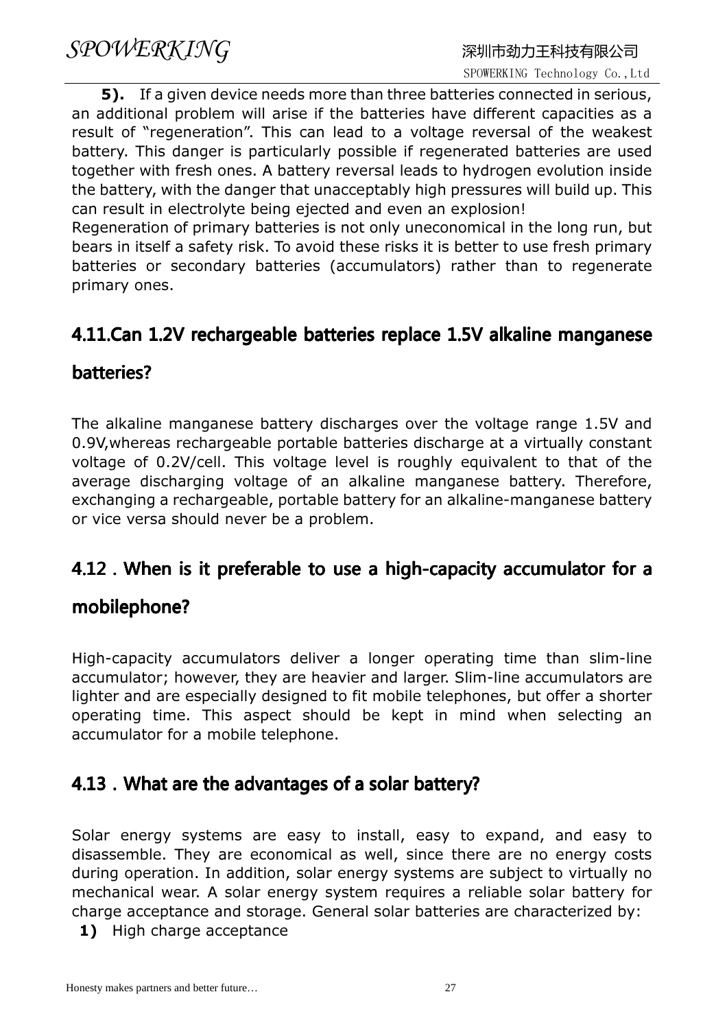**5).** If a given device needs more than three batteries connected in serious, an additional problem will arise if the batteries have different capacities as a result of "regeneration". This can lead to a voltage reversal of the weakest battery. This danger is particularly possible if regenerated batteries are used together with fresh ones. A battery reversal leads to hydrogen evolution inside the battery, with the danger that unacceptably high pressures will build up. This can result in electrolyte being ejected and even an explosion!

Regeneration of primary batteries is not only uneconomical in the long run, but bears in itself a safety risk. To avoid these risks it is better to use fresh primary batteries or secondary batteries (accumulators) rather than to regenerate primary ones.

## 4.11.Can 1.2V rechargeable batteries replace 1.5V alkaline manganese batteries?

The alkaline manganese battery discharges over the voltage range 1.5V and 0.9V,whereas rechargeable portable batteries discharge at a virtually constant voltage of 0.2V/cell. This voltage level is roughly equivalent to that of the average discharging voltage of an alkaline manganese battery. Therefore, exchanging a rechargeable, portable battery for an alkaline-manganese battery or vice versa should never be a problem.

## 4.12．When is it preferable to use a high-capacity accumulator for a mobilephone?

High-capacity accumulators deliver a longer operating time than slim-line accumulator; however, they are heavier and larger. Slim-line accumulators are lighter and are especially designed to fit mobile telephones, but offer a shorter operating time. This aspect should be kept in mind when selecting an accumulator for a mobile telephone.

## 4.13．What are the advantages of a solar battery?

Solar energy systems are easy to install, easy to expand, and easy to disassemble. They are economical as well, since there are no energy costs during operation. In addition, solar energy systems are subject to virtually no mechanical wear. A solar energy system requires a reliable solar battery for charge acceptance and storage. General solar batteries are characterized by:

**1)** High charge acceptance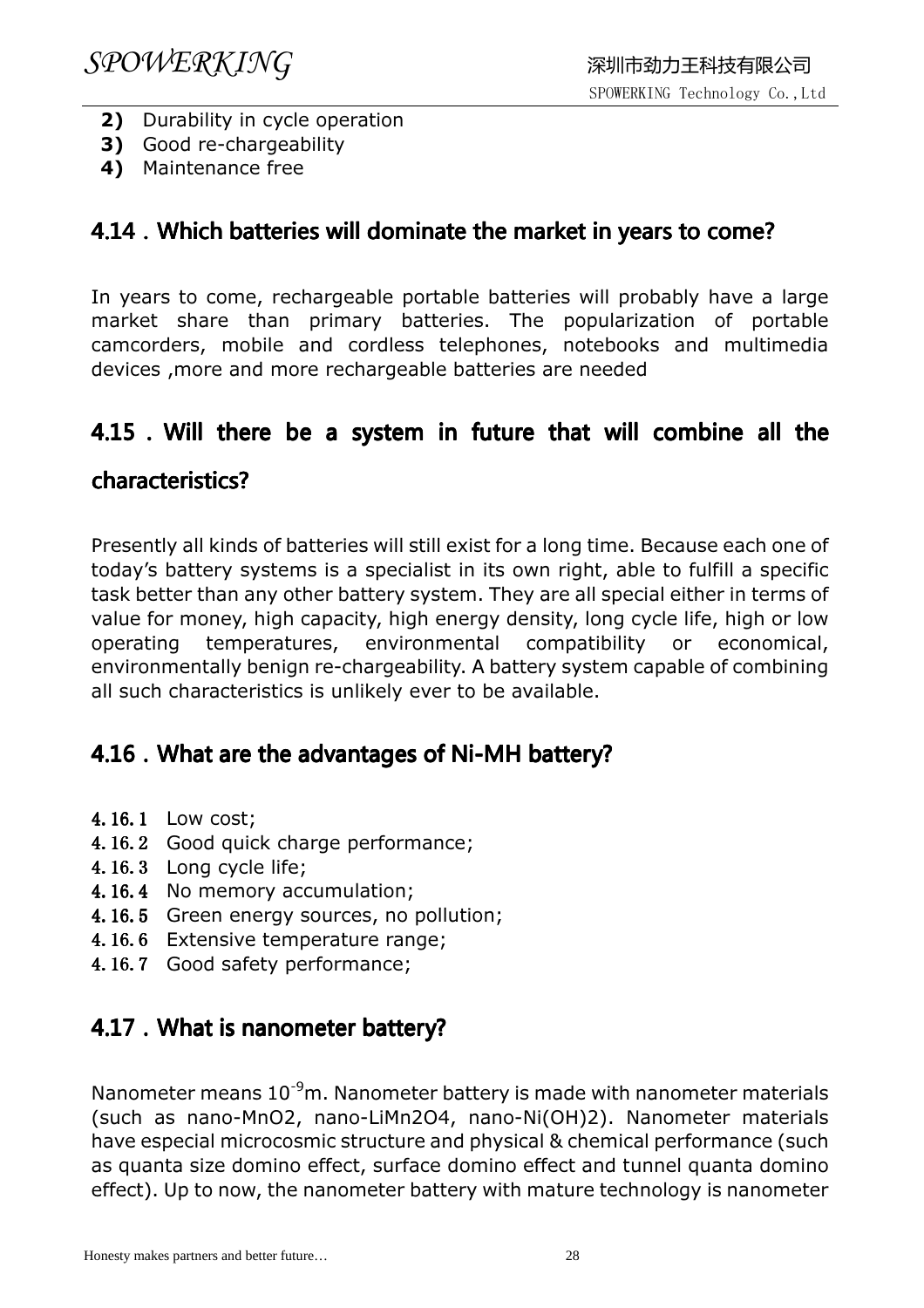**2)** Durability in cycle operation
**3)** Good re-chargeability
**4)** Maintenance free

## 4.14 . Which batteries will dominate the market in years to come?

In years to come, rechargeable portable batteries will probably have a large market share than primary batteries. The popularization of portable camcorders, mobile and cordless telephones, notebooks and multimedia devices ,more and more rechargeable batteries are needed

## 4.15 . Will there be a system in future that will combine all the characteristics?

Presently all kinds of batteries will still exist for a long time. Because each one of today's battery systems is a specialist in its own right, able to fulfill a specific task better than any other battery system. They are all special either in terms of value for money, high capacity, high energy density, long cycle life, high or low operating temperatures, environmental compatibility or economical, environmentally benign re-chargeability. A battery system capable of combining all such characteristics is unlikely ever to be available.

## 4.16 . What are the advantages of Ni-MH battery?

**4.16.1** Low cost;
**4.16.2** Good quick charge performance;
**4.16.3** Long cycle life;
**4.16.4** No memory accumulation;
**4.16.5** Green energy sources, no pollution;
**4.16.6** Extensive temperature range;
**4.16.7** Good safety performance;

## 4.17 . What is nanometer battery?

Nanometer means $10^{-9}$m. Nanometer battery is made with nanometer materials (such as nano-$MnO_2$, nano-$LiMn_2O_4$, nano-$Ni(OH)_2$). Nanometer materials have especial microcosmic structure and physical & chemical performance (such as quanta size domino effect, surface domino effect and tunnel quanta domino effect). Up to now, the nanometer battery with mature technology is nanometer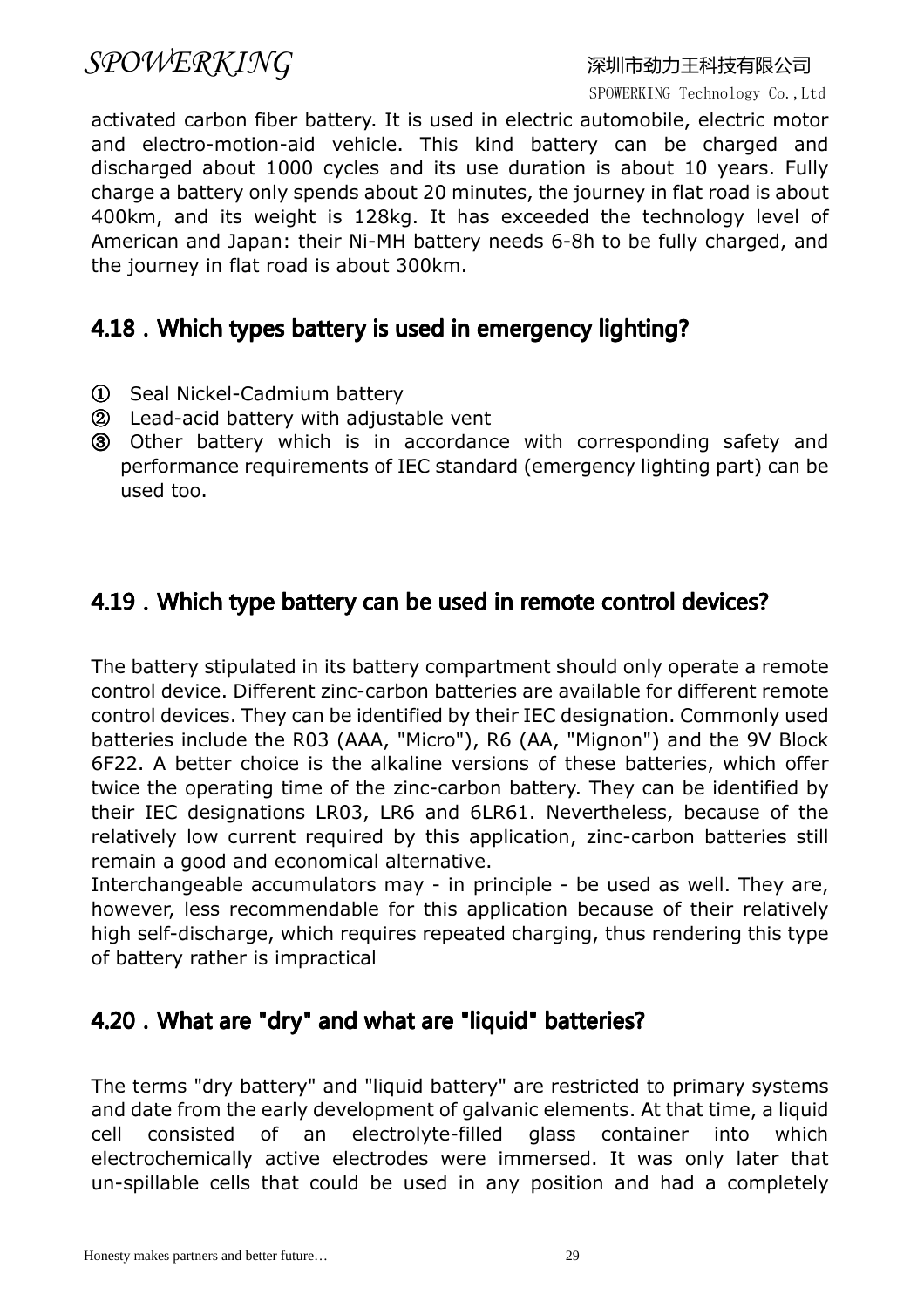activated carbon fiber battery. It is used in electric automobile, electric motor and electro-motion-aid vehicle. This kind battery can be charged and discharged about 1000 cycles and its use duration is about 10 years. Fully charge a battery only spends about 20 minutes, the journey in flat road is about 400km, and its weight is 128kg. It has exceeded the technology level of American and Japan: their Ni-MH battery needs 6-8h to be fully charged, and the journey in flat road is about 300km.

## 4.18 . Which types battery is used in emergency lighting?

① Seal Nickel-Cadmium battery
② Lead-acid battery with adjustable vent
③ Other battery which is in accordance with corresponding safety and performance requirements of IEC standard (emergency lighting part) can be used too.

## 4.19 . Which type battery can be used in remote control devices?

The battery stipulated in its battery compartment should only operate a remote control device. Different zinc-carbon batteries are available for different remote control devices. They can be identified by their IEC designation. Commonly used batteries include the R03 (AAA, "Micro"), R6 (AA, "Mignon") and the 9V Block 6F22. A better choice is the alkaline versions of these batteries, which offer twice the operating time of the zinc-carbon battery. They can be identified by their IEC designations LR03, LR6 and 6LR61. Nevertheless, because of the relatively low current required by this application, zinc-carbon batteries still remain a good and economical alternative.
Interchangeable accumulators may - in principle - be used as well. They are, however, less recommendable for this application because of their relatively high self-discharge, which requires repeated charging, thus rendering this type of battery rather is impractical

## 4.20 . What are "dry" and what are "liquid" batteries?

The terms "dry battery" and "liquid battery" are restricted to primary systems and date from the early development of galvanic elements. At that time, a liquid cell consisted of an electrolyte-filled glass container into which electrochemically active electrodes were immersed. It was only later that un-spillable cells that could be used in any position and had a completely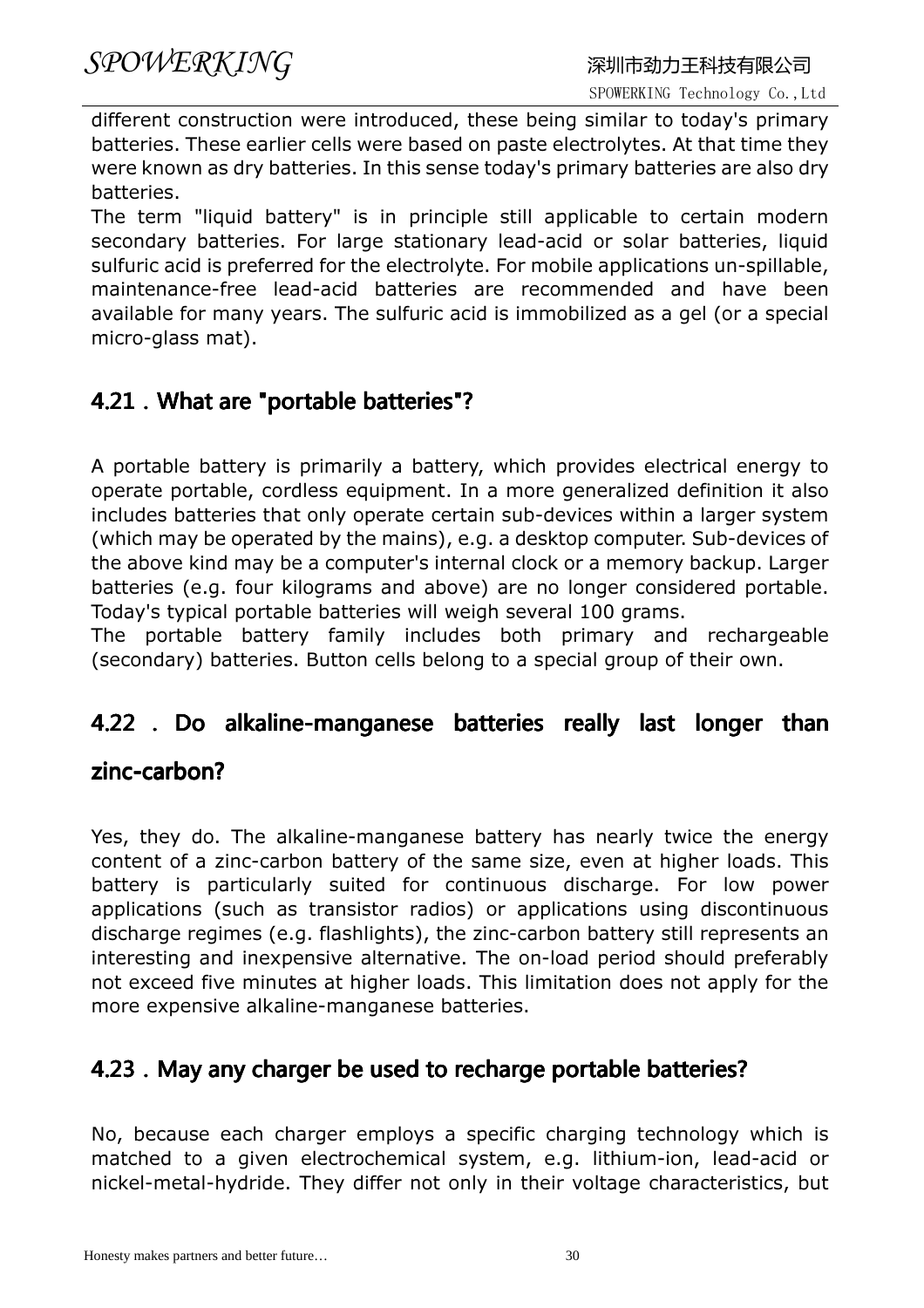different construction were introduced, these being similar to today's primary batteries. These earlier cells were based on paste electrolytes. At that time they were known as dry batteries. In this sense today's primary batteries are also dry batteries.

The term "liquid battery" is in principle still applicable to certain modern secondary batteries. For large stationary lead-acid or solar batteries, liquid sulfuric acid is preferred for the electrolyte. For mobile applications un-spillable, maintenance-free lead-acid batteries are recommended and have been available for many years. The sulfuric acid is immobilized as a gel (or a special micro-glass mat).

## 4.21 . What are "portable batteries"?

A portable battery is primarily a battery, which provides electrical energy to operate portable, cordless equipment. In a more generalized definition it also includes batteries that only operate certain sub-devices within a larger system (which may be operated by the mains), e.g. a desktop computer. Sub-devices of the above kind may be a computer's internal clock or a memory backup. Larger batteries (e.g. four kilograms and above) are no longer considered portable. Today's typical portable batteries will weigh several 100 grams.

The portable battery family includes both primary and rechargeable (secondary) batteries. Button cells belong to a special group of their own.

## 4.22 . Do alkaline-manganese batteries really last longer than zinc-carbon?

Yes, they do. The alkaline-manganese battery has nearly twice the energy content of a zinc-carbon battery of the same size, even at higher loads. This battery is particularly suited for continuous discharge. For low power applications (such as transistor radios) or applications using discontinuous discharge regimes (e.g. flashlights), the zinc-carbon battery still represents an interesting and inexpensive alternative. The on-load period should preferably not exceed five minutes at higher loads. This limitation does not apply for the more expensive alkaline-manganese batteries.

## 4.23 . May any charger be used to recharge portable batteries?

No, because each charger employs a specific charging technology which is matched to a given electrochemical system, e.g. lithium-ion, lead-acid or nickel-metal-hydride. They differ not only in their voltage characteristics, but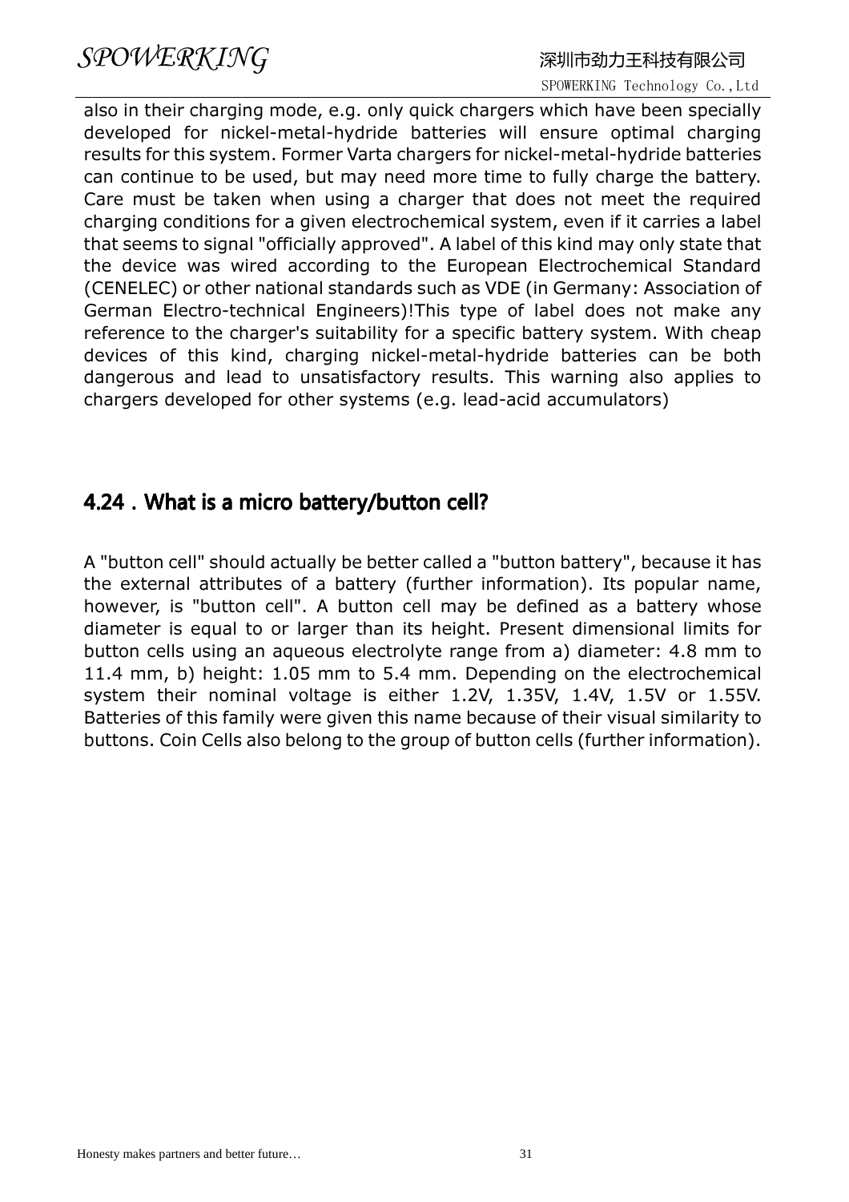also in their charging mode, e.g. only quick chargers which have been specially developed for nickel-metal-hydride batteries will ensure optimal charging results for this system. Former Varta chargers for nickel-metal-hydride batteries can continue to be used, but may need more time to fully charge the battery. Care must be taken when using a charger that does not meet the required charging conditions for a given electrochemical system, even if it carries a label that seems to signal "officially approved". A label of this kind may only state that the device was wired according to the European Electrochemical Standard (CENELEC) or other national standards such as VDE (in Germany: Association of German Electro-technical Engineers)!This type of label does not make any reference to the charger's suitability for a specific battery system. With cheap devices of this kind, charging nickel-metal-hydride batteries can be both dangerous and lead to unsatisfactory results. This warning also applies to chargers developed for other systems (e.g. lead-acid accumulators)

## 4.24．What is a micro battery/button cell?

A "button cell" should actually be better called a "button battery", because it has the external attributes of a battery (further information). Its popular name, however, is "button cell". A button cell may be defined as a battery whose diameter is equal to or larger than its height. Present dimensional limits for button cells using an aqueous electrolyte range from a) diameter: 4.8 mm to 11.4 mm, b) height: 1.05 mm to 5.4 mm. Depending on the electrochemical system their nominal voltage is either 1.2V, 1.35V, 1.4V, 1.5V or 1.55V. Batteries of this family were given this name because of their visual similarity to buttons. Coin Cells also belong to the group of button cells (further information).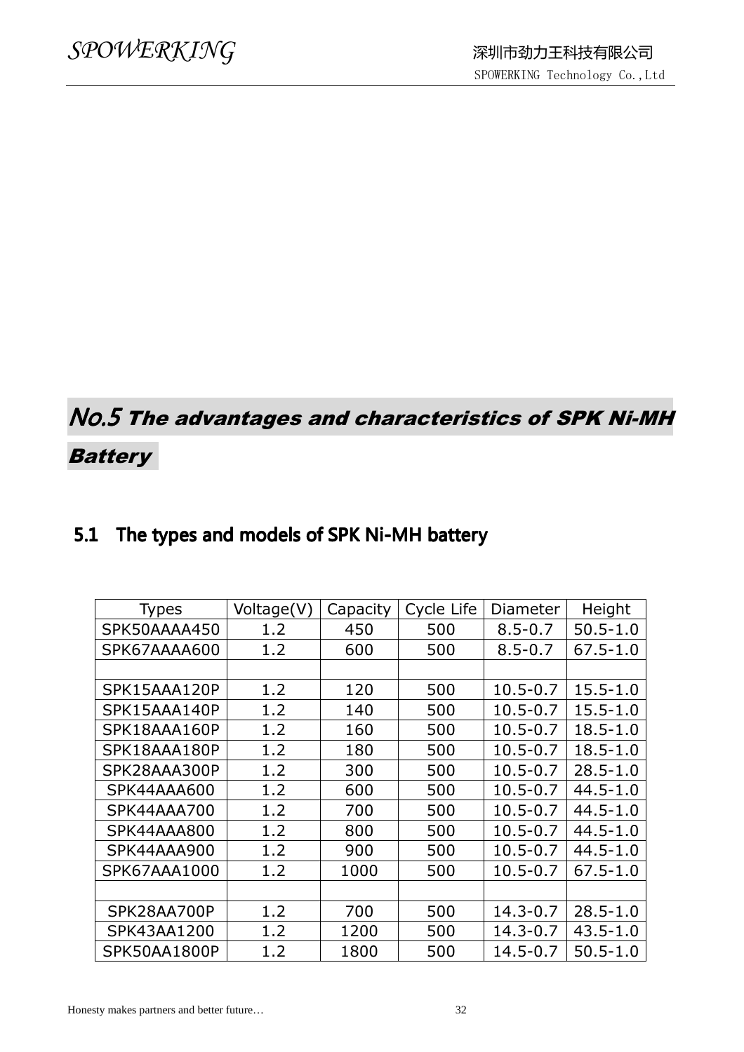# No.5 The advantages and characteristics of SPK Ni-MH Battery

## 5.1 The types and models of SPK Ni-MH battery

| Types | Voltage(V) | Capacity | Cycle Life | Diameter | Height |
|---|---|---|---|---|---|
| SPK50AAAA450 | 1.2 | 450 | 500 | 8.5-0.7 | 50.5-1.0 |
| SPK67AAAA600 | 1.2 | 600 | 500 | 8.5-0.7 | 67.5-1.0 |
| | | | | | |
| SPK15AAA120P | 1.2 | 120 | 500 | 10.5-0.7 | 15.5-1.0 |
| SPK15AAA140P | 1.2 | 140 | 500 | 10.5-0.7 | 15.5-1.0 |
| SPK18AAA160P | 1.2 | 160 | 500 | 10.5-0.7 | 18.5-1.0 |
| SPK18AAA180P | 1.2 | 180 | 500 | 10.5-0.7 | 18.5-1.0 |
| SPK28AAA300P | 1.2 | 300 | 500 | 10.5-0.7 | 28.5-1.0 |
| SPK44AAA600 | 1.2 | 600 | 500 | 10.5-0.7 | 44.5-1.0 |
| SPK44AAA700 | 1.2 | 700 | 500 | 10.5-0.7 | 44.5-1.0 |
| SPK44AAA800 | 1.2 | 800 | 500 | 10.5-0.7 | 44.5-1.0 |
| SPK44AAA900 | 1.2 | 900 | 500 | 10.5-0.7 | 44.5-1.0 |
| SPK67AAA1000 | 1.2 | 1000 | 500 | 10.5-0.7 | 67.5-1.0 |
| | | | | | |
| SPK28AA700P | 1.2 | 700 | 500 | 14.3-0.7 | 28.5-1.0 |
| SPK43AA1200 | 1.2 | 1200 | 500 | 14.3-0.7 | 43.5-1.0 |
| SPK50AA1800P | 1.2 | 1800 | 500 | 14.5-0.7 | 50.5-1.0 |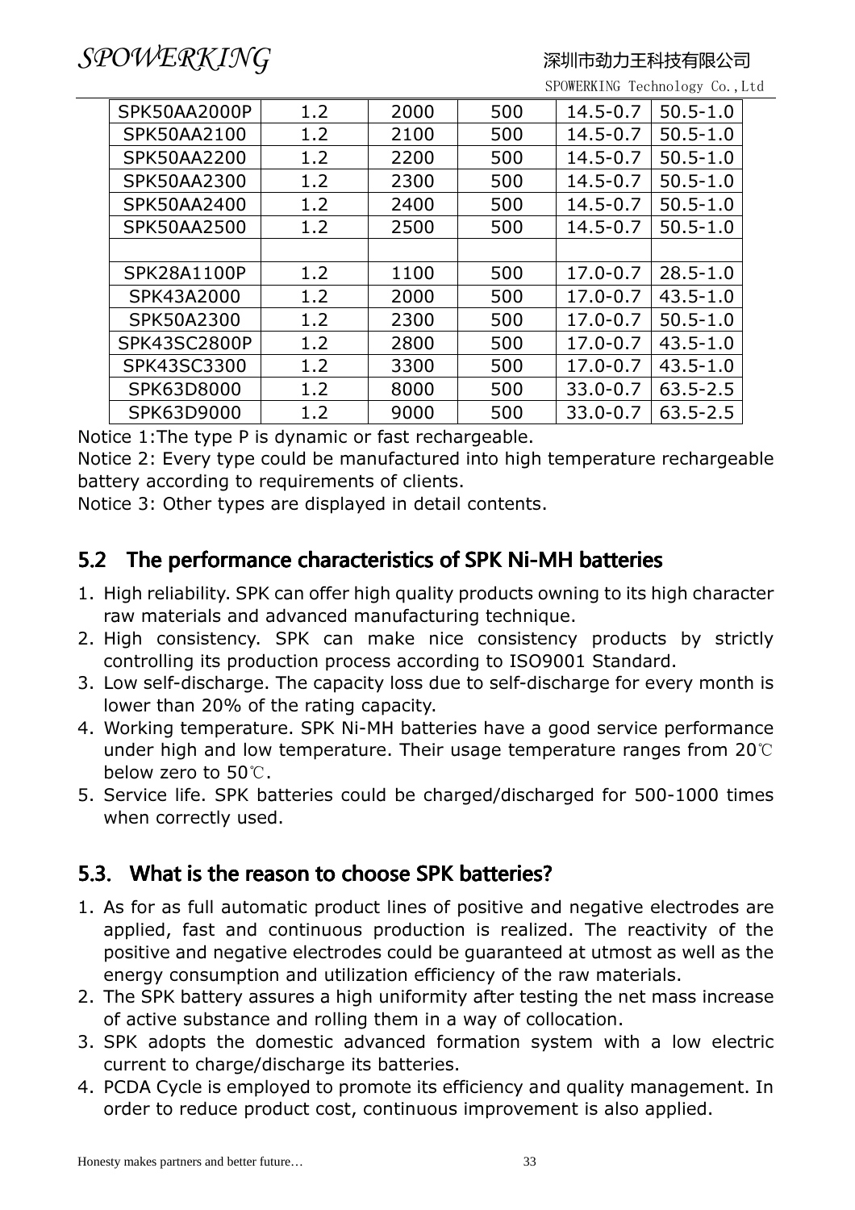| SPK50AA2000P | 1.2 | 2000 | 500 | 14.5-0.7 | 50.5-1.0 |
|---|---|---|---|---|---|
| SPK50AA2100 | 1.2 | 2100 | 500 | 14.5-0.7 | 50.5-1.0 |
| SPK50AA2200 | 1.2 | 2200 | 500 | 14.5-0.7 | 50.5-1.0 |
| SPK50AA2300 | 1.2 | 2300 | 500 | 14.5-0.7 | 50.5-1.0 |
| SPK50AA2400 | 1.2 | 2400 | 500 | 14.5-0.7 | 50.5-1.0 |
| SPK50AA2500 | 1.2 | 2500 | 500 | 14.5-0.7 | 50.5-1.0 |
| | | | | | |
| SPK28A1100P | 1.2 | 1100 | 500 | 17.0-0.7 | 28.5-1.0 |
| SPK43A2000 | 1.2 | 2000 | 500 | 17.0-0.7 | 43.5-1.0 |
| SPK50A2300 | 1.2 | 2300 | 500 | 17.0-0.7 | 50.5-1.0 |
| SPK43SC2800P | 1.2 | 2800 | 500 | 17.0-0.7 | 43.5-1.0 |
| SPK43SC3300 | 1.2 | 3300 | 500 | 17.0-0.7 | 43.5-1.0 |
| SPK63D8000 | 1.2 | 8000 | 500 | 33.0-0.7 | 63.5-2.5 |
| SPK63D9000 | 1.2 | 9000 | 500 | 33.0-0.7 | 63.5-2.5 |

Notice 1:The type P is dynamic or fast rechargeable.

Notice 2: Every type could be manufactured into high temperature rechargeable battery according to requirements of clients.

Notice 3: Other types are displayed in detail contents.

## 5.2 The performance characteristics of SPK Ni-MH batteries

1. High reliability. SPK can offer high quality products owning to its high character raw materials and advanced manufacturing technique.
2. High consistency. SPK can make nice consistency products by strictly controlling its production process according to ISO9001 Standard.
3. Low self-discharge. The capacity loss due to self-discharge for every month is lower than 20% of the rating capacity.
4. Working temperature. SPK Ni-MH batteries have a good service performance under high and low temperature. Their usage temperature ranges from 20℃ below zero to 50℃.
5. Service life. SPK batteries could be charged/discharged for 500-1000 times when correctly used.

## 5.3. What is the reason to choose SPK batteries?

1. As for as full automatic product lines of positive and negative electrodes are applied, fast and continuous production is realized. The reactivity of the positive and negative electrodes could be guaranteed at utmost as well as the energy consumption and utilization efficiency of the raw materials.
2. The SPK battery assures a high uniformity after testing the net mass increase of active substance and rolling them in a way of collocation.
3. SPK adopts the domestic advanced formation system with a low electric current to charge/discharge its batteries.
4. PCDA Cycle is employed to promote its efficiency and quality management. In order to reduce product cost, continuous improvement is also applied.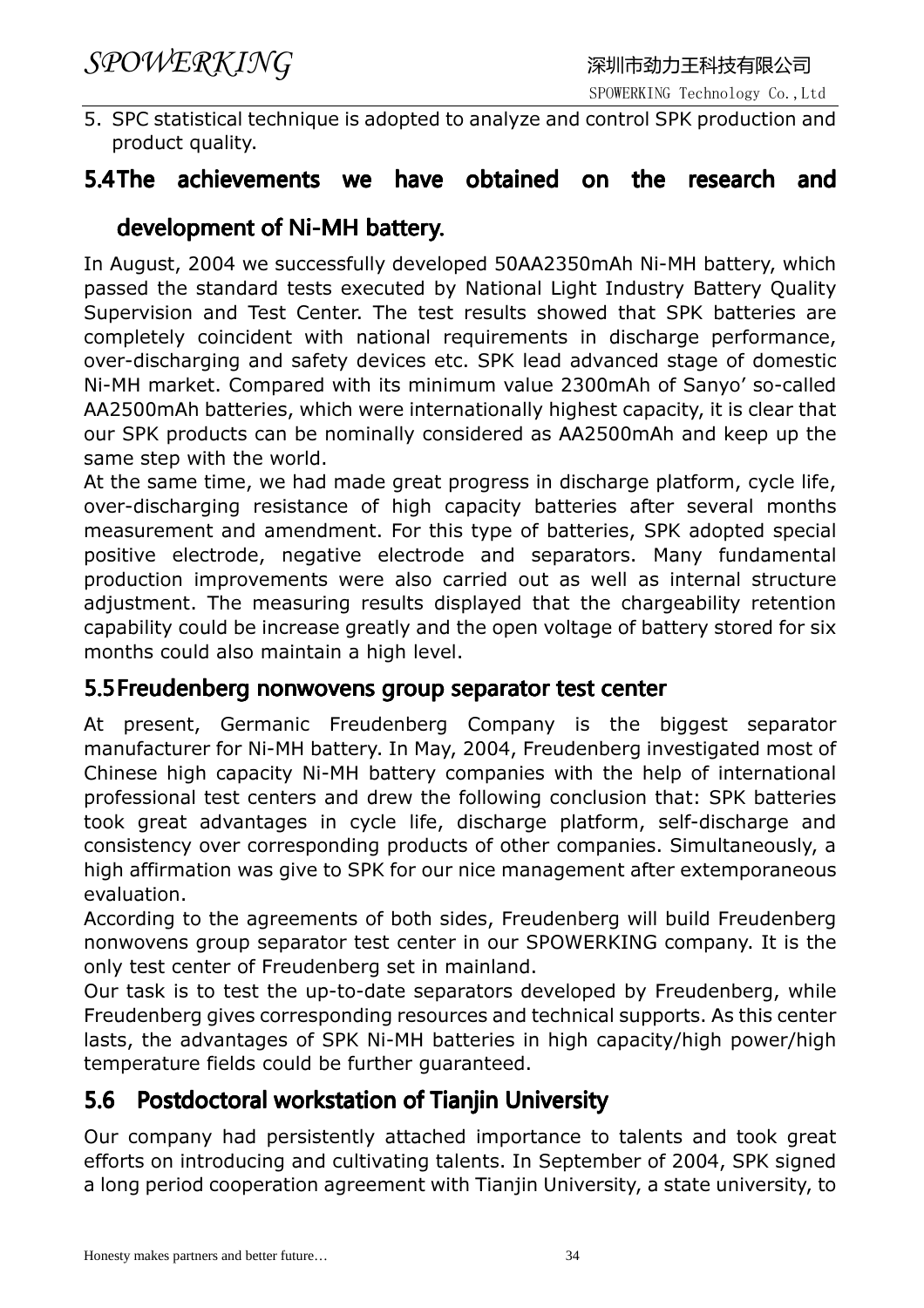5. SPC statistical technique is adopted to analyze and control SPK production and product quality.

## 5.4 The achievements we have obtained on the research and development of Ni-MH battery.

In August, 2004 we successfully developed 50AA2350mAh Ni-MH battery, which passed the standard tests executed by National Light Industry Battery Quality Supervision and Test Center. The test results showed that SPK batteries are completely coincident with national requirements in discharge performance, over-discharging and safety devices etc. SPK lead advanced stage of domestic Ni-MH market. Compared with its minimum value 2300mAh of Sanyo' so-called AA2500mAh batteries, which were internationally highest capacity, it is clear that our SPK products can be nominally considered as AA2500mAh and keep up the same step with the world.

At the same time, we had made great progress in discharge platform, cycle life, over-discharging resistance of high capacity batteries after several months measurement and amendment. For this type of batteries, SPK adopted special positive electrode, negative electrode and separators. Many fundamental production improvements were also carried out as well as internal structure adjustment. The measuring results displayed that the chargeability retention capability could be increase greatly and the open voltage of battery stored for six months could also maintain a high level.

## 5.5 Freudenberg nonwovens group separator test center

At present, Germanic Freudenberg Company is the biggest separator manufacturer for Ni-MH battery. In May, 2004, Freudenberg investigated most of Chinese high capacity Ni-MH battery companies with the help of international professional test centers and drew the following conclusion that: SPK batteries took great advantages in cycle life, discharge platform, self-discharge and consistency over corresponding products of other companies. Simultaneously, a high affirmation was give to SPK for our nice management after extemporaneous evaluation.

According to the agreements of both sides, Freudenberg will build Freudenberg nonwovens group separator test center in our SPOWERKING company. It is the only test center of Freudenberg set in mainland.

Our task is to test the up-to-date separators developed by Freudenberg, while Freudenberg gives corresponding resources and technical supports. As this center lasts, the advantages of SPK Ni-MH batteries in high capacity/high power/high temperature fields could be further guaranteed.

## 5.6 Postdoctoral workstation of Tianjin University

Our company had persistently attached importance to talents and took great efforts on introducing and cultivating talents. In September of 2004, SPK signed a long period cooperation agreement with Tianjin University, a state university, to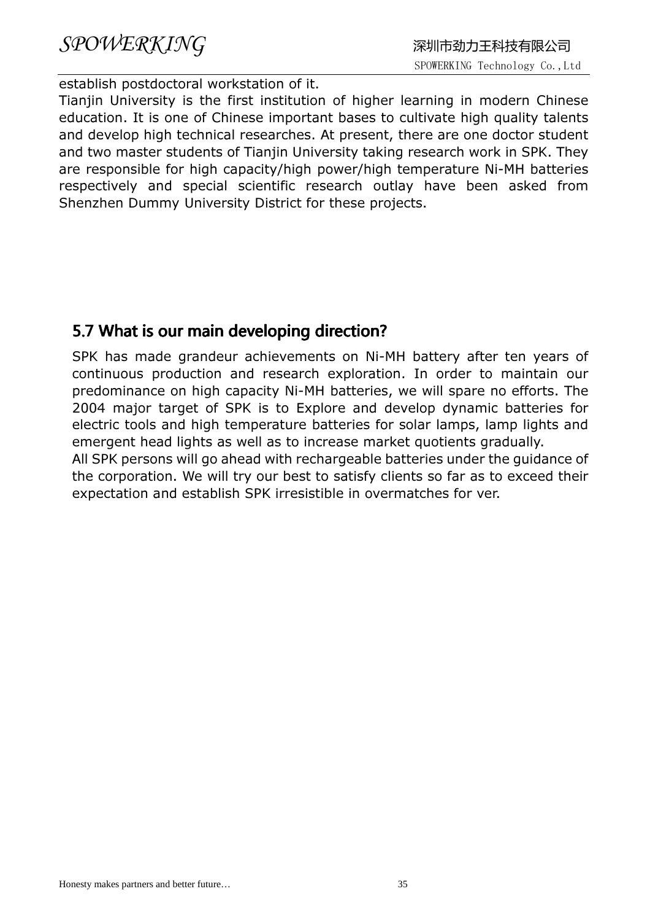establish postdoctoral workstation of it.

Tianjin University is the first institution of higher learning in modern Chinese education. It is one of Chinese important bases to cultivate high quality talents and develop high technical researches. At present, there are one doctor student and two master students of Tianjin University taking research work in SPK. They are responsible for high capacity/high power/high temperature Ni-MH batteries respectively and special scientific research outlay have been asked from Shenzhen Dummy University District for these projects.

## 5.7 What is our main developing direction?

SPK has made grandeur achievements on Ni-MH battery after ten years of continuous production and research exploration. In order to maintain our predominance on high capacity Ni-MH batteries, we will spare no efforts. The 2004 major target of SPK is to Explore and develop dynamic batteries for electric tools and high temperature batteries for solar lamps, lamp lights and emergent head lights as well as to increase market quotients gradually.

All SPK persons will go ahead with rechargeable batteries under the guidance of the corporation. We will try our best to satisfy clients so far as to exceed their expectation and establish SPK irresistible in overmatches for ver.